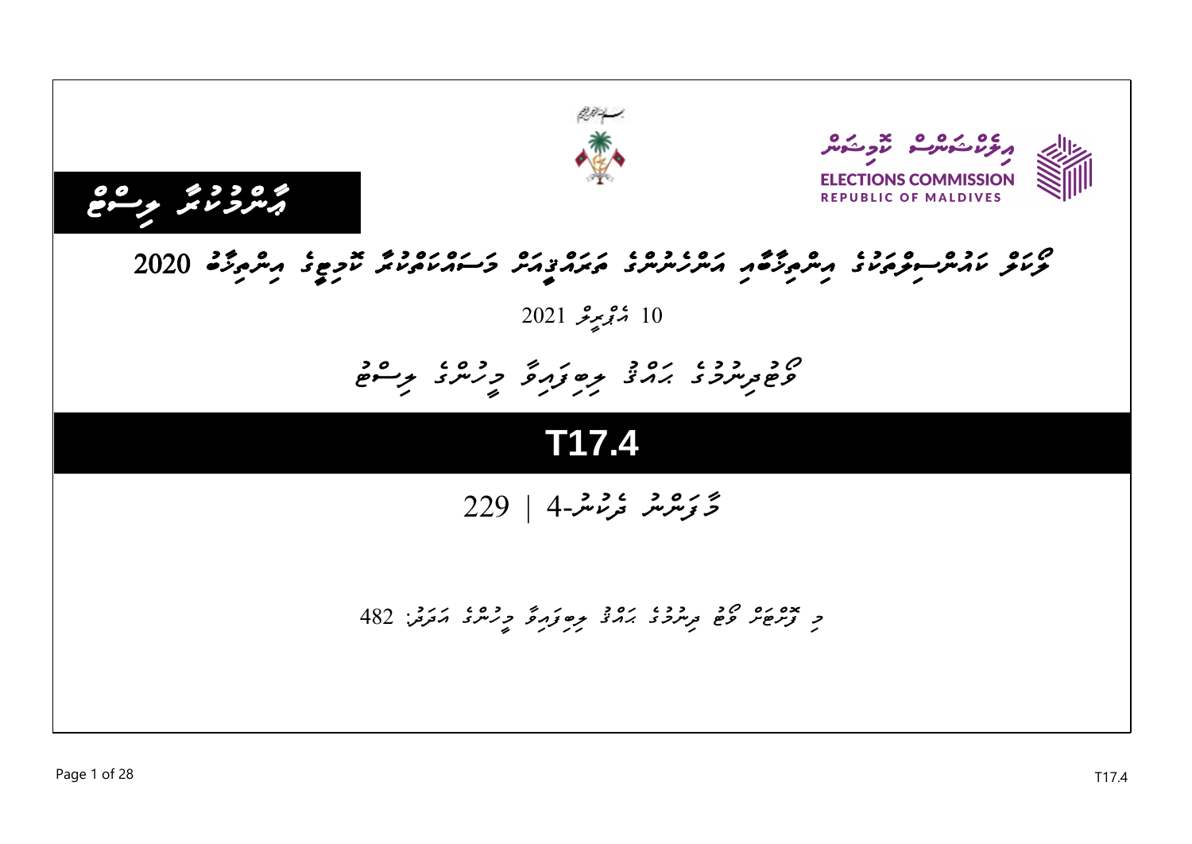# އާންމުކުރާ ލިސްޓު

ELECTIONS COMMISSION
REPUBLIC OF MALDIVES

## ލޯކަލް ކައުންސިލްތަކުގެ އިންތިޚާބާއި އަންހެނުންގެ ތަރައްޤީއަށް މަސައްކަތްކުރާ ކޮމިޓީގެ އިންތިޚާބު 2020

10 އޭޕްރީލް 2021

## ވޯޓުދިނުމުގެ ޙައްޤު ލިބިފައިވާ މީހުންގެ ލިސްޓު

# T17.4

## މާފަންނު ދާއިރާ-4 | 229

މި ފޯރމުބަން ވޯޓު ދިނުމުގެ ހައްޤު ލިބިފައިވާ މީހުންގެ އަދަދު: 482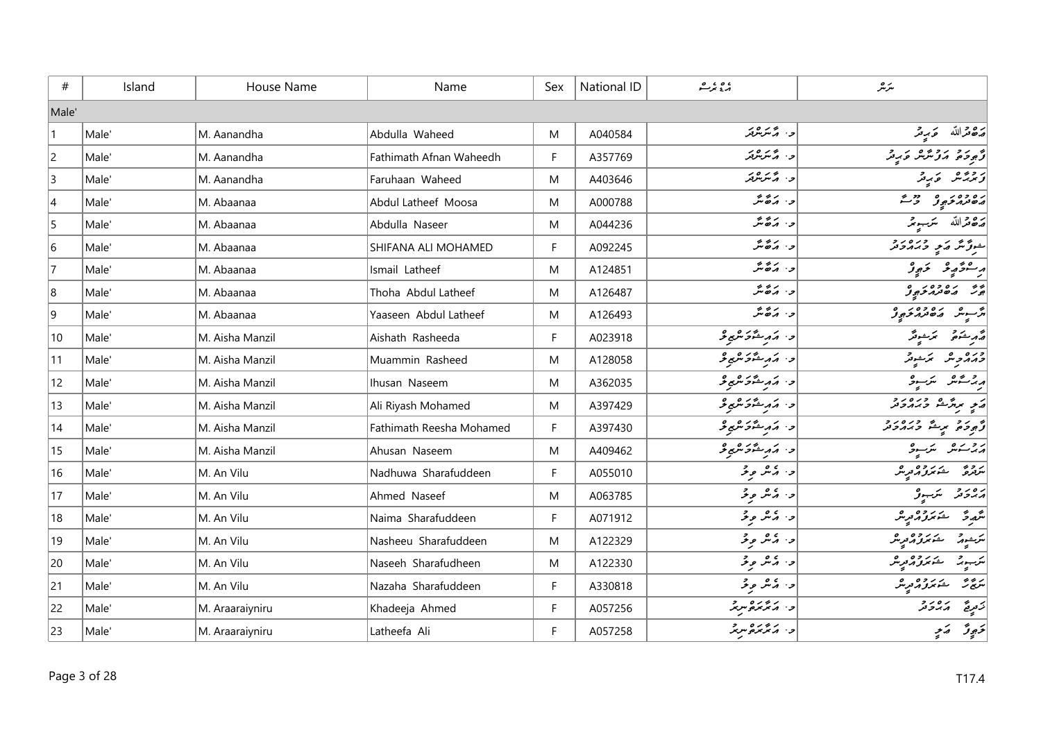| # | Island | House Name | Name | Sex | National ID | އެޑްރެސް | ނަން |
|---|---|---|---|---|---|---|---|
| Male' | | | | | | | |
| 1 | Male' | M. Aanandha | Abdulla Waheed | M | A040584 | މ. އާނަންދަ | އަބްދުﷲ ވަޙީދު |
| 2 | Male' | M. Aanandha | Fathimath Afnan Waheedh | F | A357769 | މ. އާނަންދަ | ފާތިމަތު އަފްނާން ވަޙީދު |
| 3 | Male' | M. Aanandha | Faruhaan Waheed | M | A403646 | މ. އާނަންދަ | ފަރުހާން ވަޙީދު |
| 4 | Male' | M. Abaanaa | Abdul Latheef Moosa | M | A000788 | މ. އަބާނާ | އަބްދުއްލަޠީފު މޫސާ |
| 5 | Male' | M. Abaanaa | Abdulla Naseer | M | A044236 | މ. އަބާނާ | އަބްދުﷲ ނަސީރު |
| 6 | Male' | M. Abaanaa | SHIFANA ALI MOHAMED | F | A092245 | މ. އަބާނާ | ޝިފާނާ ޢަލީ މުޙައްމަދު |
| 7 | Male' | M. Abaanaa | Ismail Latheef | M | A124851 | މ. އަބާނާ | އިސްމާޢީލް ލަޠީފް |
| 8 | Male' | M. Abaanaa | Thoha Abdul Latheef | M | A126487 | މ. އަބާނާ | ޠާހާ އަބްދުއްލަޠީފް |
| 9 | Male' | M. Abaanaa | Yaaseen Abdul Latheef | M | A126493 | މ. އަބާނާ | ޔާސީން އަބްދުއްލަޠީފް |
| 10 | Male' | M. Aisha Manzil | Aishath Rasheeda | F | A023918 | މ. އައިޝާމަންޒިލް | އައިޝަތު ރަޝީދާ |
| 11 | Male' | M. Aisha Manzil | Muammin Rasheed | M | A128058 | މ. އައިޝާމަންޒިލް | މުއައްމިން ރަޝީދު |
| 12 | Male' | M. Aisha Manzil | Ihusan Naseem | M | A362035 | މ. އައިޝާމަންޒިލް | އިޙުސާން ނަސީމް |
| 13 | Male' | M. Aisha Manzil | Ali Riyash Mohamed | M | A397429 | މ. އައިޝާމަންޒިލް | ޢަލީ ރިޔާޝް މުޙައްމަދު |
| 14 | Male' | M. Aisha Manzil | Fathimath Reesha Mohamed | F | A397430 | މ. އައިޝާމަންޒިލް | ފާތިމަތު ރީޝާ މުޙައްމަދު |
| 15 | Male' | M. Aisha Manzil | Ahusan Naseem | M | A409462 | މ. އައިޝާމަންޒިލް | އަޙުސަން ނަސީމް |
| 16 | Male' | M. An Vilu | Nadhuwa Sharafuddeen | F | A055010 | މ. އަން ވިލު | ނަދުވާ ޝަރަފުއްދީން |
| 17 | Male' | M. An Vilu | Ahmed Naseef | M | A063785 | މ. އަން ވިލު | އަޙްމަދު ނަސީފް |
| 18 | Male' | M. An Vilu | Naima Sharafuddeen | F | A071912 | މ. އަން ވިލު | ނާއިމާ ޝަރަފުއްދީން |
| 19 | Male' | M. An Vilu | Nasheeu Sharafuddeen | M | A122329 | މ. އަން ވިލު | ނަޝީއު ޝަރަފުއްދީން |
| 20 | Male' | M. An Vilu | Naseeh Sharafudheen | M | A122330 | މ. އަން ވިލު | ނަސީޙު ޝަރަފުއްދީން |
| 21 | Male' | M. An Vilu | Nazaha Sharafuddeen | F | A330818 | މ. އަން ވިލު | ނަޒާހާ ޝަރަފުއްދީން |
| 22 | Male' | M. Araaraiyniru | Khadeeja Ahmed | F | A057256 | މ. އަރާރައިނިރު | ޚަދީޖާ އަޙްމަދު |
| 23 | Male' | M. Araaraiyniru | Latheefa Ali | F | A057258 | މ. އަރާރައިނިރު | ލަޠީފާ ޢަލީ |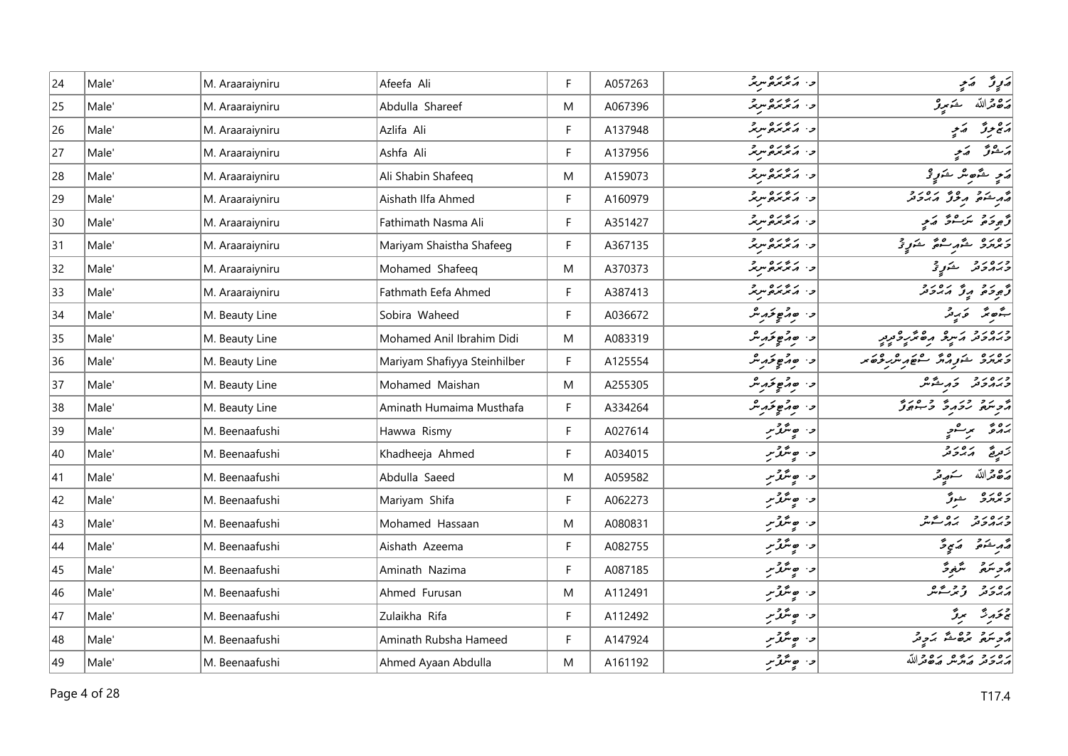| 24 | Male' | M. Araaraiyniru | Afeefa Ali | F | A057263 | މ. އަރާރައިނިރު | އަފީފާ އަލި |
|---|---|---|---|---|---|---|---|
| 25 | Male' | M. Araaraiyniru | Abdulla Shareef | M | A067396 | މ. އަރާރައިނިރު | އަބްދުﷲ ޝަރީފް |
| 26 | Male' | M. Araaraiyniru | Azlifa Ali | F | A137948 | މ. އަރާރައިނިރު | އަޒްލިފާ އަލި |
| 27 | Male' | M. Araaraiyniru | Ashfa Ali | F | A137956 | މ. އަރާރައިނިރު | އަޝްފާ އަލި |
| 28 | Male' | M. Araaraiyniru | Ali Shabin Shafeeq | M | A159073 | މ. އަރާރައިނިރު | އަލި ޝާބިން ޝަފީޤު |
| 29 | Male' | M. Araaraiyniru | Aishath Ilfa Ahmed | F | A160979 | މ. އަރާރައިނިރު | އާއިޝަތު އިލްފާ އަޙްމަދު |
| 30 | Male' | M. Araaraiyniru | Fathimath Nasma Ali | F | A351427 | މ. އަރާރައިނިރު | ފާތިމަތު ނަސްމާ އަލި |
| 31 | Male' | M. Araaraiyniru | Mariyam Shaistha Shafeeg | F | A367135 | މ. އަރާރައިނިރު | މަރްޔަމް ޝާއިސްތާ ޝަފީގު |
| 32 | Male' | M. Araaraiyniru | Mohamed Shafeeq | M | A370373 | މ. އަރާރައިނިރު | މުޙައްމަދު ޝަފީޤު |
| 33 | Male' | M. Araaraiyniru | Fathmath Eefa Ahmed | F | A387413 | މ. އަރާރައިނިރު | ފާތިމަތު އީފާ އަޙްމަދު |
| 34 | Male' | M. Beauty Line | Sobira Waheed | F | A036672 | މ. ބިއުޓީލައިން | ޞާބިރާ ވަޙީދު |
| 35 | Male' | M. Beauty Line | Mohamed Anil Ibrahim Didi | M | A083319 | މ. ބިއުޓީލައިން | މުޙައްމަދު އަނިލް އިބްރާހީމްދީދީ |
| 36 | Male' | M. Beauty Line | Mariyam Shafiyya Steinhilber | F | A125554 | މ. ބިއުޓީލައިން | މަރްޔަމް ޝަފިއްޔާ ސްޓެއިންހިލްބާރ |
| 37 | Male' | M. Beauty Line | Mohamed Maishan | M | A255305 | މ. ބިއުޓީލައިން | މުޙައްމަދު މައިޝާން |
| 38 | Male' | M. Beauty Line | Aminath Humaima Musthafa | F | A334264 | މ. ބިއުޓީލައިން | އާމިނަތު ހުމައިމާ މުސްތަފާ |
| 39 | Male' | M. Beenaafushi | Hawwa Rismy | F | A027614 | މ. ބީނާފުށި | ހައްވާ ރިސްމީ |
| 40 | Male' | M. Beenaafushi | Khadheeja Ahmed | F | A034015 | މ. ބީނާފުށި | ޚަދީޖާ އަޙްމަދު |
| 41 | Male' | M. Beenaafushi | Abdulla Saeed | M | A059582 | މ. ބީނާފުށި | އަބްދުﷲ ސަޢީދު |
| 42 | Male' | M. Beenaafushi | Mariyam Shifa | F | A062273 | މ. ބީނާފުށި | މަރްޔަމް ޝިފާ |
| 43 | Male' | M. Beenaafushi | Mohamed Hassaan | M | A080831 | މ. ބީނާފުށި | މުޙައްމަދު ހައްސާން |
| 44 | Male' | M. Beenaafushi | Aishath Azeema | F | A082755 | މ. ބީނާފުށި | އާއިޝަތު އަޒީމާ |
| 45 | Male' | M. Beenaafushi | Aminath Nazima | F | A087185 | މ. ބީނާފުށި | އާމިނަތު ނާޒިމާ |
| 46 | Male' | M. Beenaafushi | Ahmed Furusan | M | A112491 | މ. ބީނާފުށި | އަޙްމަދު ފުރުސާން |
| 47 | Male' | M. Beenaafushi | Zulaikha Rifa | F | A112492 | މ. ބީނާފުށި | ޒުލައިޚާ ރިފާ |
| 48 | Male' | M. Beenaafushi | Aminath Rubsha Hameed | F | A147924 | މ. ބީނާފުށި | އާމިނަތު ރުބްޝާ ހަމީދު |
| 49 | Male' | M. Beenaafushi | Ahmed Ayaan Abdulla | M | A161192 | މ. ބީނާފުށި | އަޙްމަދު އަޔާން އަބްދުﷲ |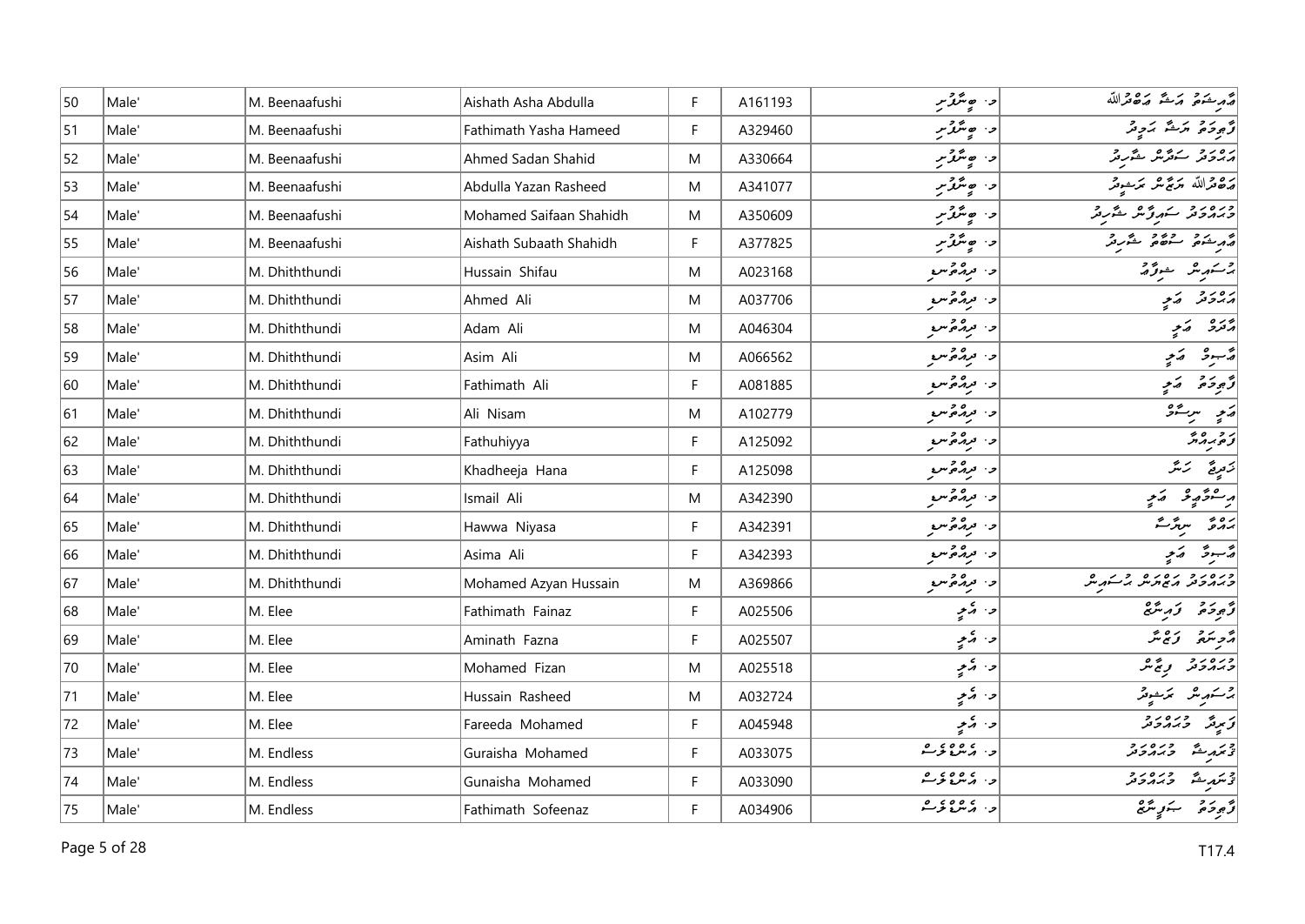| 50 | Male' | M. Beenaafushi | Aishath Asha Abdulla | F | A161193 | މ. ބީނާފުށި | އައިޝަތު އަށާ އަބްދުﷲ |
|---|---|---|---|---|---|---|---|
| 51 | Male' | M. Beenaafushi | Fathimath Yasha Hameed | F | A329460 | މ. ބީނާފުށި | ފާތިމަތު ޔަޝާ ހަމީދު |
| 52 | Male' | M. Beenaafushi | Ahmed Sadan Shahid | M | A330664 | މ. ބީނާފުށި | އަޙްމަދު ސަދާން ޝާހިދު |
| 53 | Male' | M. Beenaafushi | Abdulla Yazan Rasheed | M | A341077 | މ. ބީނާފުށި | އަބްދުﷲ ޔަޒަން ރަޝީދު |
| 54 | Male' | M. Beenaafushi | Mohamed Saifaan Shahidh | M | A350609 | މ. ބީނާފުށި | މުޙައްމަދު ސައިފާން ޝާހިދު |
| 55 | Male' | M. Beenaafushi | Aishath Subaath Shahidh | F | A377825 | މ. ބީނާފުށި | އައިޝަތު ސުބާތު ޝާހިދު |
| 56 | Male' | M. Dhiththundi | Hussain Shifau | M | A023168 | މ.ދިއްތުންޑި | ހުސައިން ޝިފާއު |
| 57 | Male' | M. Dhiththundi | Ahmed Ali | M | A037706 | މ. ދިއްތުންޑި | އަޙްމަދު އަލި |
| 58 | Male' | M. Dhiththundi | Adam Ali | M | A046304 | މ. ދިއްތުންޑި | އާދަމް އަލި |
| 59 | Male' | M. Dhiththundi | Asim Ali | M | A066562 | މ. ދިއްތުންޑި | އާސިމް އަލި |
| 60 | Male' | M. Dhiththundi | Fathimath Ali | F | A081885 | މ. ދިއްތުންޑި | ފާތިމަތު އަލި |
| 61 | Male' | M. Dhiththundi | Ali Nisam | M | A102779 | މ. ދިއްތުންޑި | އަލި ނިސާމް |
| 62 | Male' | M. Dhiththundi | Fathuhiyya | F | A125092 | މ. ދިއްތުންޑި | ފަތުހިއްޔާ |
| 63 | Male' | M. Dhiththundi | Khadheeja Hana | F | A125098 | މ. ދިއްތުންޑި | ޚަދީޖާ ހަނާ |
| 64 | Male' | M. Dhiththundi | Ismail Ali | M | A342390 | މ. ދިއްތުންޑި | އިސްމާއީލް އަލި |
| 65 | Male' | M. Dhiththundi | Hawwa Niyasa | F | A342391 | މ. ދިއްތުންޑި | ހައްވާ ނިޔާސާ |
| 66 | Male' | M. Dhiththundi | Asima Ali | F | A342393 | މ. ދިއްތުންޑި | އާސިމާ އަލި |
| 67 | Male' | M. Dhiththundi | Mohamed Azyan Hussain | M | A369866 | މ. ދިއްތުންޑި | މުޙައްމަދު އަޒްޔަން ހުސައިން |
| 68 | Male' | M. Elee | Fathimath Fainaz | F | A025506 | މ. އެލީ | ފާތިމަތު ފައިނާޒް |
| 69 | Male' | M. Elee | Aminath Fazna | F | A025507 | މ. އެލީ | އާމިނަތު ފަޒްނާ |
| 70 | Male' | M. Elee | Mohamed Fizan | M | A025518 | މ. އެލީ | މުޙައްމަދު ފިޒާން |
| 71 | Male' | M. Elee | Hussain Rasheed | M | A032724 | މ. އެލީ | ހުސައިން ރަޝީދު |
| 72 | Male' | M. Elee | Fareeda Mohamed | F | A045948 | މ. އެލީ | ފަރީދާ މުޙައްމަދު |
| 73 | Male' | M. Endless | Guraisha Mohamed | F | A033075 | މ. އެންޑްލެސް | ގުރައިޝާ މުޙައްމަދު |
| 74 | Male' | M. Endless | Gunaisha Mohamed | F | A033090 | މ. އެންޑްލެސް | ގުނައިޝާ މުޙައްމަދު |
| 75 | Male' | M. Endless | Fathimath Sofeenaz | F | A034906 | މ. އެންޑްލެސް | ފާތިމަތު ސޯފީނާޒް |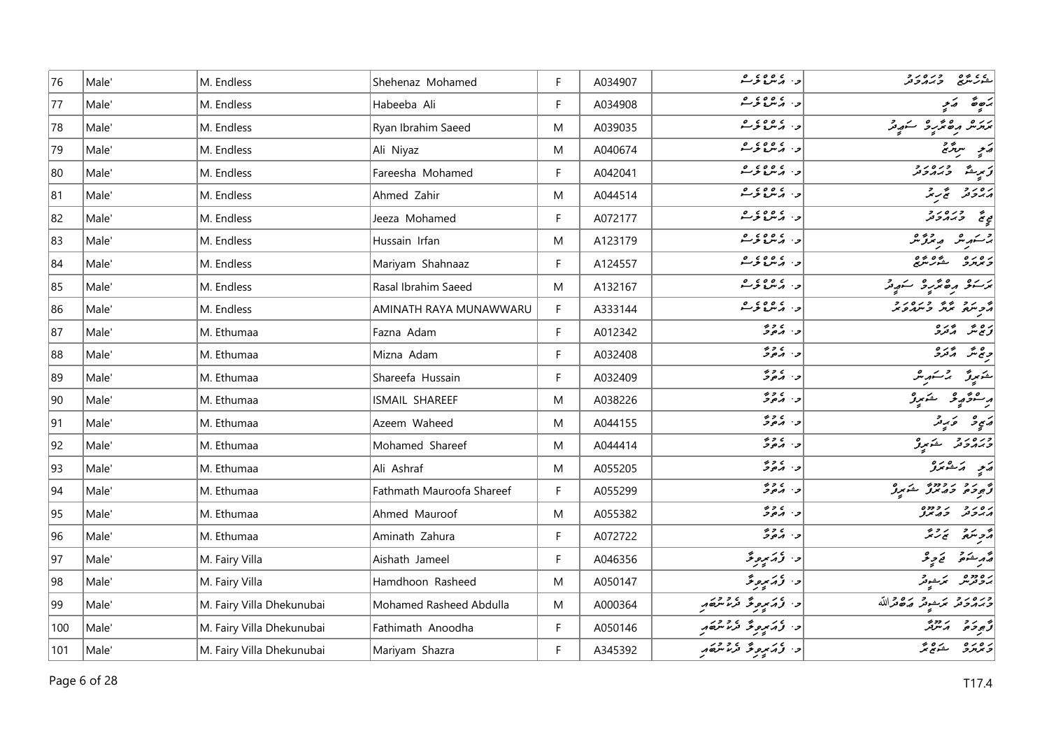| 76 | Male' | M. Endless | Shehenaz Mohamed | F | A034907 | މ. އެންޑްލެސް | ޝެހެނާޒް މުހައްމަދު |
|---|---|---|---|---|---|---|---|
| 77 | Male' | M. Endless | Habeeba Ali | F | A034908 | މ. އެންޑްލެސް | ހަބީބާ އަލި |
| 78 | Male' | M. Endless | Ryan Ibrahim Saeed | M | A039035 | މ. އެންޑްލެސް | ރަޔަން އިބްރާހީމް ސައީދު |
| 79 | Male' | M. Endless | Ali Niyaz | M | A040674 | މ. އެންޑްލެސް | އަލި ނިޔާޒު |
| 80 | Male' | M. Endless | Fareesha Mohamed | F | A042041 | މ. އެންޑްލެސް | ފަރީޝާ މުހައްމަދު |
| 81 | Male' | M. Endless | Ahmed Zahir | M | A044514 | މ. އެންޑްލެސް | އަހްމަދު ޒާހިރު |
| 82 | Male' | M. Endless | Jeeza Mohamed | F | A072177 | މ. އެންޑްލެސް | ޖީޒާ މުހައްމަދު |
| 83 | Male' | M. Endless | Hussain Irfan | M | A123179 | މ. އެންޑްލެސް | ހުސައިން އިރުފާން |
| 84 | Male' | M. Endless | Mariyam Shahnaaz | F | A124557 | މ. އެންޑްލެސް | މަރިޔަމް ޝަހުނާޒް |
| 85 | Male' | M. Endless | Rasal Ibrahim Saeed | M | A132167 | މ. އެންޑްލެސް | ރަސަލް އިބްރާހީމް ސައީދު |
| 86 | Male' | M. Endless | AMINATH RAYA MUNAWWARU | F | A333144 | މ. އެންޑްލެސް | އާމިނަތު ރާޔާ މުނައްވަރު |
| 87 | Male' | M. Ethumaa | Fazna Adam | F | A012342 | މ. އެތުމާ | ފަޒްނާ އާދަމް |
| 88 | Male' | M. Ethumaa | Mizna Adam | F | A032408 | މ. އެތުމާ | މިޒްނާ އާދަމް |
| 89 | Male' | M. Ethumaa | Shareefa Hussain | F | A032409 | މ. އެތުމާ | ޝަރީފާ ހުސައިން |
| 90 | Male' | M. Ethumaa | ISMAIL SHAREEF | M | A038226 | މ. އެތުމާ | އިސްމާއީލް ޝަރީފް |
| 91 | Male' | M. Ethumaa | Azeem Waheed | M | A044155 | މ. އެތުމާ | އަޒީމް ވަހީދު |
| 92 | Male' | M. Ethumaa | Mohamed Shareef | M | A044414 | މ. އެތުމާ | މުހައްމަދު ޝަރީފް |
| 93 | Male' | M. Ethumaa | Ali Ashraf | M | A055205 | މ. އެތުމާ | އަލި އަޝްރަފް |
| 94 | Male' | M. Ethumaa | Fathmath Mauroofa Shareef | F | A055299 | މ. އެތުމާ | ފާތިމަތު މައުރޫފާ ޝަރީފް |
| 95 | Male' | M. Ethumaa | Ahmed Mauroof | M | A055382 | މ. އެތުމާ | އަހްމަދު މައުރޫފް |
| 96 | Male' | M. Ethumaa | Aminath Zahura | F | A072722 | މ. އެތުމާ | އާމިނަތު ޒަހުރާ |
| 97 | Male' | M. Fairy Villa | Aishath Jameel | F | A046356 | މ. ފެއަރީވިލާ | އާއިޝަތު ޖަމީލް |
| 98 | Male' | M. Fairy Villa | Hamdhoon Rasheed | M | A050147 | މ. ފެއަރީވިލާ | ހަމްދޫން ރަޝީދު |
| 99 | Male' | M. Fairy Villa Dhekunubai | Mohamed Rasheed Abdulla | M | A000364 | މ. ފެއަރީވިލާ ދެކުނުބައި | މުހައްމަދު ރަޝީދު އަބްދުއްﷲ |
| 100 | Male' | M. Fairy Villa Dhekunubai | Fathimath Anoodha | F | A050146 | މ. ފެއަރީވިލާ ދެކުނުބައި | ފާތިމަތު އަނޫދާ |
| 101 | Male' | M. Fairy Villa Dhekunubai | Mariyam Shazra | F | A345392 | މ. ފެއަރީވިލާ ދެކުނުބައި | މަރިޔަމް ޝަޒްރާ |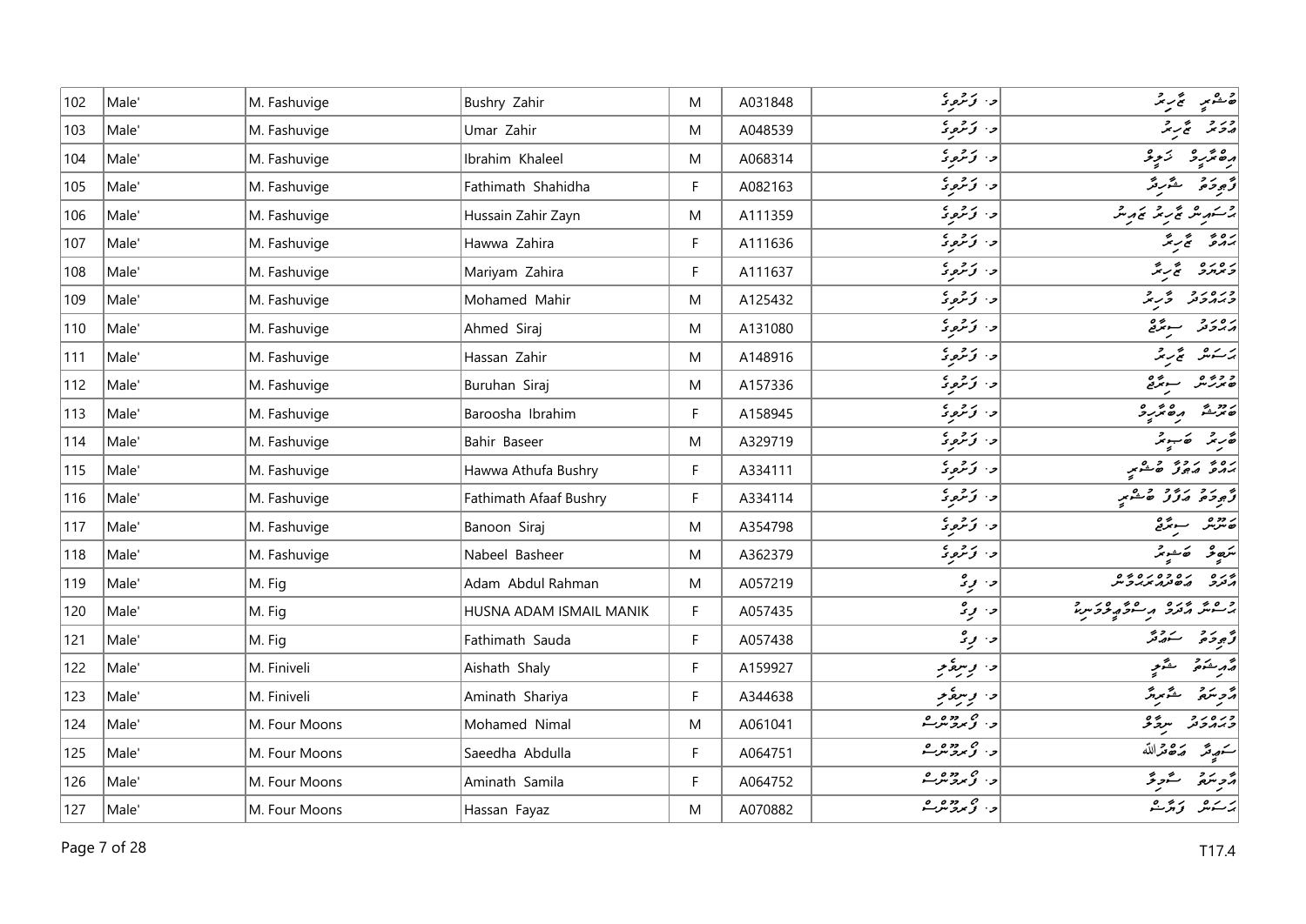| 102 | Male' | M. Fashuvige | Bushry Zahir | M | A031848 | މ. ފަށުވިގެ | ބުޝްރީ ޒާހިރު |
|---|---|---|---|---|---|---|---|
| 103 | Male' | M. Fashuvige | Umar Zahir | M | A048539 | މ. ފަށުވިގެ | އުމަރު ޒާހިރު |
| 104 | Male' | M. Fashuvige | Ibrahim Khaleel | M | A068314 | މ. ފަށުވިގެ | އިބްރާހީމް ޚަލީލް |
| 105 | Male' | M. Fashuvige | Fathimath Shahidha | F | A082163 | މ. ފަށުވިގެ | ފާތިމަތު ޝާހިދާ |
| 106 | Male' | M. Fashuvige | Hussain Zahir Zayn | M | A111359 | މ. ފަށުވިގެ | ހުސައިން ޒާހިރު ޒައިން |
| 107 | Male' | M. Fashuvige | Hawwa Zahira | F | A111636 | މ. ފަށުވިގެ | ހައްވާ ޒާހިރާ |
| 108 | Male' | M. Fashuvige | Mariyam Zahira | F | A111637 | މ. ފަށުވިގެ | މަރިޔަމް ޒާހިރާ |
| 109 | Male' | M. Fashuvige | Mohamed Mahir | M | A125432 | މ. ފަށުވިގެ | މުޙައްމަދު މާހިރު |
| 110 | Male' | M. Fashuvige | Ahmed Siraj | M | A131080 | މ. ފަށުވިގެ | އަޙްމަދު ސިރާޖު |
| 111 | Male' | M. Fashuvige | Hassan Zahir | M | A148916 | މ. ފަށުވިގެ | ހަސަން ޒާހިރު |
| 112 | Male' | M. Fashuvige | Buruhan Siraj | M | A157336 | މ. ފަށުވިގެ | ބުރުހާން ސިރާޖު |
| 113 | Male' | M. Fashuvige | Baroosha Ibrahim | F | A158945 | މ. ފަށުވިގެ | ބަރޫޝާ އިބްރާހީމް |
| 114 | Male' | M. Fashuvige | Bahir Baseer | M | A329719 | މ. ފަށުވިގެ | ބާހިރު ބަސީރު |
| 115 | Male' | M. Fashuvige | Hawwa Athufa Bushry | F | A334111 | މ. ފަށުވިގެ | ހައްވާ އަތުފާ ބުޝްރީ |
| 116 | Male' | M. Fashuvige | Fathimath Afaaf Bushry | F | A334114 | މ. ފަށުވިގެ | ފާތިމަތު އަފާފު ބުޝްރީ |
| 117 | Male' | M. Fashuvige | Banoon Siraj | M | A354798 | މ. ފަށުވިގެ | ބަނޫން ސިރާޖު |
| 118 | Male' | M. Fashuvige | Nabeel Basheer | M | A362379 | މ. ފަށުވިގެ | ނަބީލް ބަޝީރު |
| 119 | Male' | M. Fig | Adam Abdul Rahman | M | A057219 | މ. ފިގް | އާދަމް އަބްދުއްރަޙްމާން |
| 120 | Male' | M. Fig | HUSNA ADAM ISMAIL MANIK | F | A057435 | މ. ފިގް | ހުސްނާ އާދަމް އިސްމާއީލްމަނިކު |
| 121 | Male' | M. Fig | Fathimath Sauda | F | A057438 | މ. ފިގް | ފާތިމަތު ސައުދާ |
| 122 | Male' | M. Finiveli | Aishath Shaly | F | A159927 | މ. ފިނިވެލި | އައިޝަތު ޝާލީ |
| 123 | Male' | M. Finiveli | Aminath Shariya | F | A344638 | މ. ފިނިވެލި | އާމިނަތު ޝާރިޔާ |
| 124 | Male' | M. Four Moons | Mohamed Nimal | M | A061041 | މ. ފޯރމޫންސް | މުޙައްމަދު ނިމާލް |
| 125 | Male' | M. Four Moons | Saeedha Abdulla | F | A064751 | މ. ފޯރމޫންސް | ސަޢީދާ އަބްދުﷲ |
| 126 | Male' | M. Four Moons | Aminath Samila | F | A064752 | މ. ފޯރމޫންސް | އާމިނަތު ސާމިލާ |
| 127 | Male' | M. Four Moons | Hassan Fayaz | M | A070882 | މ. ފޯރމޫންސް | ހަސަން ފަޔާޒް |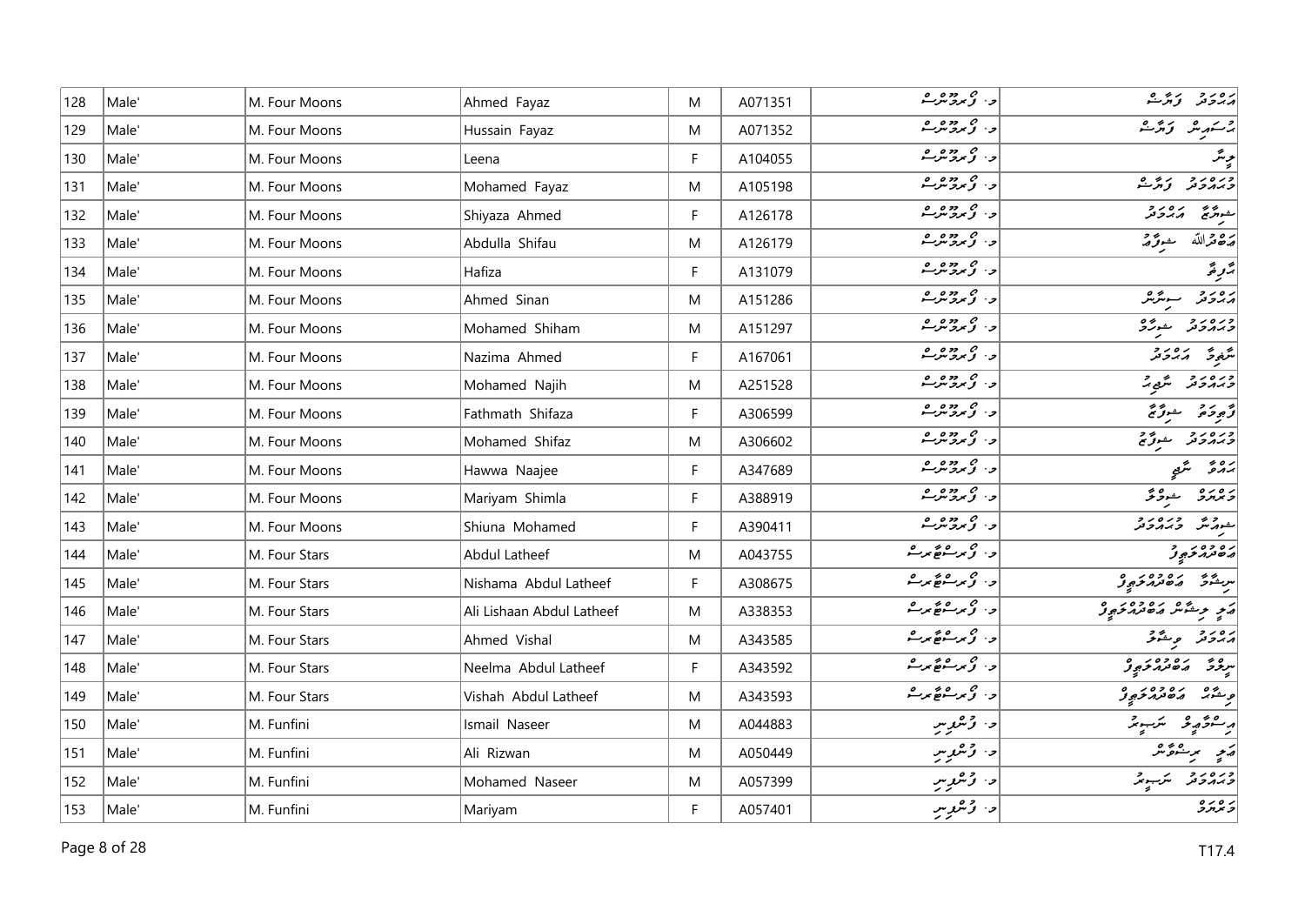| 128 | Male' | M. Four Moons | Ahmed Fayaz | M | A071351 | މ. ފޯރމޫންސް | އަޙްމަދު ފައްޔާޒް |
|---|---|---|---|---|---|---|---|
| 129 | Male' | M. Four Moons | Hussain Fayaz | M | A071352 | މ. ފޯރމޫންސް | ޙުސައިން ފައްޔާޒް |
| 130 | Male' | M. Four Moons | Leena | F | A104055 | މ. ފޯރމޫންސް | ލީނާ |
| 131 | Male' | M. Four Moons | Mohamed Fayaz | M | A105198 | މ. ފޯރމޫންސް | މުޙައްމަދު ފައްޔާޒް |
| 132 | Male' | M. Four Moons | Shiyaza Ahmed | F | A126178 | މ. ފޯރމޫންސް | ޝިޔާޒާ އަޙްމަދު |
| 133 | Male' | M. Four Moons | Abdulla Shifau | M | A126179 | މ. ފޯރމޫންސް | އަބްދުﷲ ޝިފާއު |
| 134 | Male' | M. Four Moons | Hafiza | F | A131079 | މ. ފޯރމޫންސް | ޙާފިޒާ |
| 135 | Male' | M. Four Moons | Ahmed Sinan | M | A151286 | މ. ފޯރމޫންސް | އަޙްމަދު ސިނާން |
| 136 | Male' | M. Four Moons | Mohamed Shiham | M | A151297 | މ. ފޯރމޫންސް | މުޙައްމަދު ޝިހާމް |
| 137 | Male' | M. Four Moons | Nazima Ahmed | F | A167061 | މ. ފޯރމޫންސް | ނާޒިމާ އަޙްމަދު |
| 138 | Male' | M. Four Moons | Mohamed Najih | M | A251528 | މ. ފޯރމޫންސް | މުޙައްމަދު ނާޖިޙު |
| 139 | Male' | M. Four Moons | Fathmath Shifaza | F | A306599 | މ. ފޯރމޫންސް | ފާތިމަތު ޝިފާޒާ |
| 140 | Male' | M. Four Moons | Mohamed Shifaz | M | A306602 | މ. ފޯރމޫންސް | މުޙައްމަދު ޝިފާޒް |
| 141 | Male' | M. Four Moons | Hawwa Naajee | F | A347689 | މ. ފޯރމޫންސް | ޙައްވާ ނާޖީ |
| 142 | Male' | M. Four Moons | Mariyam Shimla | F | A388919 | މ. ފޯރމޫންސް | މަރިޔަމް ޝިމްލާ |
| 143 | Male' | M. Four Moons | Shiuna Mohamed | F | A390411 | މ. ފޯރމޫންސް | ޝިއުނާ މުޙައްމަދު |
| 144 | Male' | M. Four Stars | Abdul Latheef | M | A043755 | މ. ފޯރސްޓާރސް | އަބްދުއްލަޠީފު |
| 145 | Male' | M. Four Stars | Nishama Abdul Latheef | F | A308675 | މ. ފޯރސްޓާރސް | ނިޝާމާ އަބްދުއްލަޠީފު |
| 146 | Male' | M. Four Stars | Ali Lishaan Abdul Latheef | M | A338353 | މ. ފޯރސްޓާރސް | އަލި ލިޝާން އަބްދުއްލަޠީފު |
| 147 | Male' | M. Four Stars | Ahmed Vishal | M | A343585 | މ. ފޯރސްޓާރސް | އަޙްމަދު ވިޝާލް |
| 148 | Male' | M. Four Stars | Neelma Abdul Latheef | F | A343592 | މ. ފޯރސްޓާރސް | ނީލްމާ އަބްދުއްލަޠީފު |
| 149 | Male' | M. Four Stars | Vishah Abdul Latheef | M | A343593 | މ. ފޯރސްޓާރސް | ވިޝާހް އަބްދުއްލަޠީފު |
| 150 | Male' | M. Funfini | Ismail Naseer | M | A044883 | މ. ފަންފިނި | އިސްމާޢީލް ނަސީރު |
| 151 | Male' | M. Funfini | Ali Rizwan | M | A050449 | މ. ފަންފިނި | އަލި ރިޒްވާން |
| 152 | Male' | M. Funfini | Mohamed Naseer | M | A057399 | މ. ފަންފިނި | މުޙައްމަދު ނަސީރު |
| 153 | Male' | M. Funfini | Mariyam | F | A057401 | މ. ފަންފިނި | މަރިޔަމް |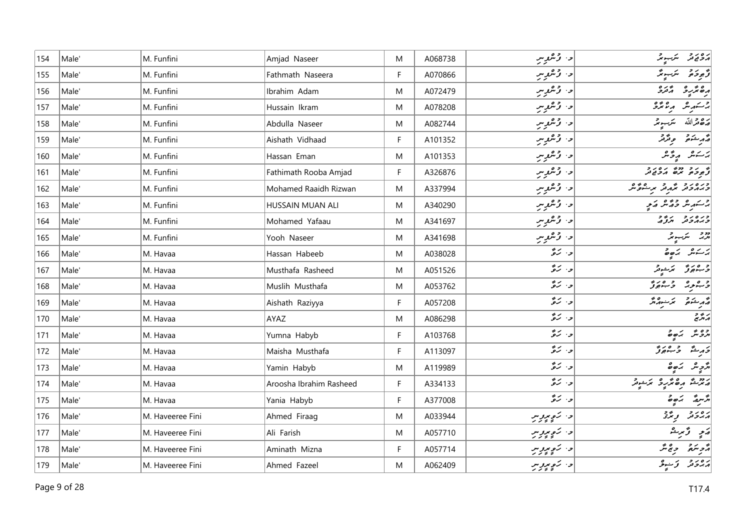| 154 | Male' | M. Funfini | Amjad Naseer | M | A068738 | މ. ފުންފިނި | އަމްޖަދު ނަސީރު |
|---|---|---|---|---|---|---|---|
| 155 | Male' | M. Funfini | Fathmath Naseera | F | A070866 | މ. ފުންފިނި | ފާތިމަތު ނަސީރާ |
| 156 | Male' | M. Funfini | Ibrahim Adam | M | A072479 | މ. ފުންފިނި | އިބްރާހީމް އާދަމް |
| 157 | Male' | M. Funfini | Hussain Ikram | M | A078208 | މ. ފުންފިނި | ހުސައިން އިކްރާމް |
| 158 | Male' | M. Funfini | Abdulla Naseer | M | A082744 | މ. ފުންފިނި | އަބްދުﷲ ނަސީރު |
| 159 | Male' | M. Funfini | Aishath Vidhaad | F | A101352 | މ. ފުންފިނި | އައިޝަތު ވިދާދު |
| 160 | Male' | M. Funfini | Hassan Eman | M | A101353 | މ. ފުންފިނި | ހަސަން އީމާން |
| 161 | Male' | M. Funfini | Fathimath Rooba Amjad | F | A326876 | މ. ފުންފިނި | ފާތިމަތު ރޫބާ އަމްޖަދު |
| 162 | Male' | M. Funfini | Mohamed Raaidh Rizwan | M | A337994 | މ. ފުންފިނި | މުހައްމަދު ރާއިދު ރިޒްވާން |
| 163 | Male' | M. Funfini | HUSSAIN MUAN ALI | M | A340290 | މ. ފުންފިނި | ހުސައިން މުއާން އަލި |
| 164 | Male' | M. Funfini | Mohamed Yafaau | M | A341697 | މ. ފުންފިނި | މުހައްމަދު ޔަފާއު |
| 165 | Male' | M. Funfini | Yooh Naseer | M | A341698 | މ. ފުންފިނި | ޔޫހު ނަސީރު |
| 166 | Male' | M. Havaa | Hassan Habeeb | M | A038028 | މ. ހަވާ | ހަސަން ހަބީބު |
| 167 | Male' | M. Havaa | Musthafa Rasheed | M | A051526 | މ. ހަވާ | މުސްތަފާ ރަޝީދު |
| 168 | Male' | M. Havaa | Muslih Musthafa | M | A053762 | މ. ހަވާ | މުސްލިހު މުސްތަފާ |
| 169 | Male' | M. Havaa | Aishath Raziyya | F | A057208 | މ. ހަވާ | އައިޝަތު ރަޒިއްޔާ |
| 170 | Male' | M. Havaa | AYAZ | M | A086298 | މ. ހަވާ | އަޔާޒު |
| 171 | Male' | M. Havaa | Yumna Habyb | F | A103768 | މ. ހަވާ | ޔުމްނާ ހަބީބު |
| 172 | Male' | M. Havaa | Maisha Musthafa | F | A113097 | މ. ހަވާ | މައިޝާ މުސްތަފާ |
| 173 | Male' | M. Havaa | Yamin Habyb | M | A119989 | މ. ހަވާ | ޔާމިން ހަބީބު |
| 174 | Male' | M. Havaa | Aroosha Ibrahim Rasheed | F | A334133 | މ. ހަވާ | އަރޫޝާ އިބްރާހީމް ރަޝީދު |
| 175 | Male' | M. Havaa | Yania Habyb | F | A377008 | މ. ހަވާ | ޔާނިއާ ހަބީބު |
| 176 | Male' | M. Haveeree Fini | Ahmed Firaag | M | A033944 | މ. ހަވީރީފިނި | އަހްމަދު ފިރާގު |
| 177 | Male' | M. Haveeree Fini | Ali Farish | M | A057710 | މ. ހަވީރީފިނި | އަލި ފާރިޝް |
| 178 | Male' | M. Haveeree Fini | Aminath Mizna | F | A057714 | މ. ހަވީރީފިނި | އާމިނަތު މިޒްނާ |
| 179 | Male' | M. Haveeree Fini | Ahmed Fazeel | M | A062409 | މ. ހަވީރީފިނި | އަހްމަދު ފަޟީލު |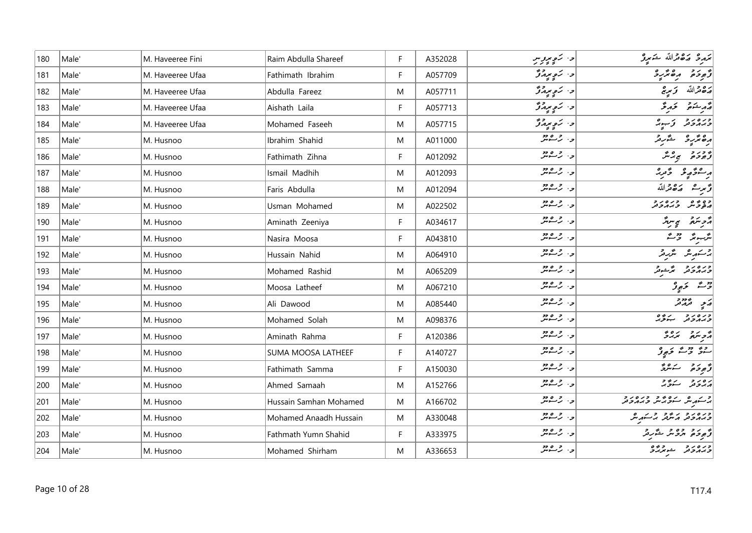| 180 | Male' | M. Haveeree Fini | Raim Abdulla Shareef | F | A352028 | މ.ހަވީރީފިނި | ރައިމް އަބްދުﷲ ޝަރީފް |
|---|---|---|---|---|---|---|---|
| 181 | Male' | M. Haveeree Ufaa | Fathimath Ibrahim | F | A057709 | މ. ހަވީރީއުފާ | ފާތިމަތު އިބްރާހިމް |
| 182 | Male' | M. Haveeree Ufaa | Abdulla Fareez | M | A057711 | މ. ހަވީރީއުފާ | އަބްދުﷲ ފަރީޒް |
| 183 | Male' | M. Haveeree Ufaa | Aishath Laila | F | A057713 | މ. ހަވީރީއުފާ | އައިޝަތު ލައިލާ |
| 184 | Male' | M. Haveeree Ufaa | Mohamed Faseeh | M | A057715 | މ. ހަވީރީއުފާ | މުހައްމަދު ފަސީހު |
| 185 | Male' | M. Husnoo | Ibrahim Shahid | M | A011000 | މ. ހުސްނޫ | އިބްރާހިމް ޝާހިދު |
| 186 | Male' | M. Husnoo | Fathimath Zihna | F | A012092 | މ. ހުސްނޫ | ފާތިމަތު ޒިހްނާ |
| 187 | Male' | M. Husnoo | Ismail Madhih | M | A012093 | މ. ހުސްނޫ | އިސްމާއިލް މާދިހް |
| 188 | Male' | M. Husnoo | Faris Abdulla | M | A012094 | މ. ހުސްނޫ | ފާރިސް އަބްދުﷲ |
| 189 | Male' | M. Husnoo | Usman Mohamed | M | A022502 | މ. ހުސްނޫ | އުސްމާން މުހައްމަދު |
| 190 | Male' | M. Husnoo | Aminath Zeeniya | F | A034617 | މ. ހުސްނޫ | އާމިނަތު ޒީނިޔާ |
| 191 | Male' | M. Husnoo | Nasira Moosa | F | A043810 | މ. ހުސްނޫ | ނާސިރާ މޫސާ |
| 192 | Male' | M. Husnoo | Hussain Nahid | M | A064910 | މ. ހުސްނޫ | ހުސައިން ނާހިދު |
| 193 | Male' | M. Husnoo | Mohamed Rashid | M | A065209 | މ. ހުސްނޫ | މުހައްމަދު ރާޝިދު |
| 194 | Male' | M. Husnoo | Moosa Latheef | M | A067210 | މ. ހުސްނޫ | މޫސާ ލަތީފް |
| 195 | Male' | M. Husnoo | Ali Dawood | M | A085440 | މ. ހުސްނޫ | އަލި ދާއޫދު |
| 196 | Male' | M. Husnoo | Mohamed Solah | M | A098376 | މ. ހުސްނޫ | މުހައްމަދު ސަލާހް |
| 197 | Male' | M. Husnoo | Aminath Rahma | F | A120386 | މ. ހުސްނޫ | އާމިނަތު ރަޙްމާ |
| 198 | Male' | M. Husnoo | SUMA MOOSA LATHEEF | F | A140727 | މ. ހުސްނޫ | ސުމާ މޫސާ ލަތީފް |
| 199 | Male' | M. Husnoo | Fathimath Samma | F | A150030 | މ. ހުސްނޫ | ފާތިމަތު ސައްމާ |
| 200 | Male' | M. Husnoo | Ahmed Samaah | M | A152766 | މ. ހުސްނޫ | އަޙްމަދު ސަމާހް |
| 201 | Male' | M. Husnoo | Hussain Samhan Mohamed | M | A166702 | މ. ހުސްނޫ | ހުސައިން ސަމްހާން މުހައްމަދު |
| 202 | Male' | M. Husnoo | Mohamed Anaadh Hussain | M | A330048 | މ. ހުސްނޫ | މުހައްމަދު އަނާދު ހުސައިން |
| 203 | Male' | M. Husnoo | Fathmath Yumn Shahid | F | A333975 | މ. ހުސްނޫ | ފާތިމަތު ޔުމްން ޝާހިދު |
| 204 | Male' | M. Husnoo | Mohamed Shirham | M | A336653 | މ. ހުސްނޫ | މުހައްމަދު ޝިރުހާމް |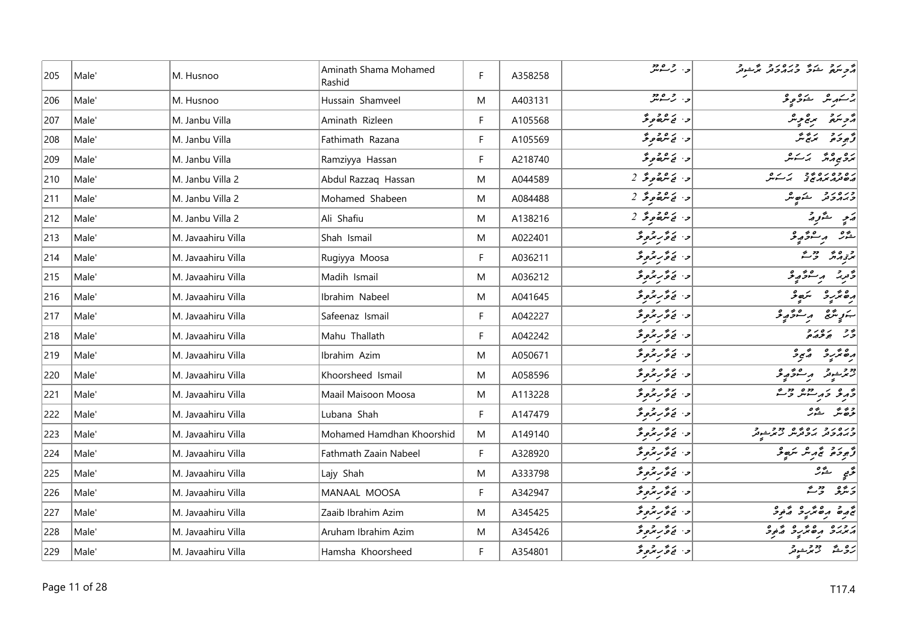| 205 | Male' | M. Husnoo | Aminath Shama Mohamed Rashid | F | A358258 | މ. ހުސްނޫ | އާމިނަތު ޝަމާ މުހައްމަދު ރަޝީދު |
|---|---|---|---|---|---|---|---|
| 206 | Male' | M. Husnoo | Hussain Shamveel | M | A403131 | މ. ހުސްނޫ | ހުސައިން ޝަމްވީލް |
| 207 | Male' | M. Janbu Villa | Aminath Rizleen | F | A105568 | މ. ޖަންބުވިލާ | އާމިނަތު ރިޒްލީން |
| 208 | Male' | M. Janbu Villa | Fathimath Razana | F | A105569 | މ. ޖަންބުވިލާ | ފާތިމަތު ރަޒާނާ |
| 209 | Male' | M. Janbu Villa | Ramziyya Hassan | F | A218740 | މ. ޖަންބުވިލާ | ރަމްޒިއްޔާ ހަސަން |
| 210 | Male' | M. Janbu Villa 2 | Abdul Razzaq Hassan | M | A044589 | މ. ޖަންބުވިލާ 2 | އަބްދުއްރައްޒާޤު ހަސަން |
| 211 | Male' | M. Janbu Villa 2 | Mohamed Shabeen | M | A084488 | މ. ޖަންބުވިލާ 2 | މުހައްމަދު ޝަބީން |
| 212 | Male' | M. Janbu Villa 2 | Ali Shafiu | M | A138216 | މ. ޖަންބުވިލާ 2 | އަލި ޝާފިއު |
| 213 | Male' | M. Javaahiru Villa | Shah Ismail | M | A022401 | މ. ޖަވާހިރުވިލާ | ޝާހް އިސްމާޢީލް |
| 214 | Male' | M. Javaahiru Villa | Rugiyya Moosa | F | A036211 | މ. ޖަވާހިރުވިލާ | ރުޤިއްޔާ މޫސާ |
| 215 | Male' | M. Javaahiru Villa | Madih Ismail | M | A036212 | މ. ޖަވާހިރުވިލާ | މާދިހު އިސްމާޢީލް |
| 216 | Male' | M. Javaahiru Villa | Ibrahim Nabeel | M | A041645 | މ. ޖަވާހިރުވިލާ | އިބްރާހީމް ނަބީލް |
| 217 | Male' | M. Javaahiru Villa | Safeenaz Ismail | F | A042227 | މ. ޖަވާހިރުވިލާ | ސަފީނާޒް އިސްމާޢީލް |
| 218 | Male' | M. Javaahiru Villa | Mahu Thallath | F | A042242 | މ. ޖަވާހިރުވިލާ | މާހު ތައްލަތު |
| 219 | Male' | M. Javaahiru Villa | Ibrahim Azim | M | A050671 | މ. ޖަވާހިރުވިލާ | އިބްރާހީމް އާޒިމް |
| 220 | Male' | M. Javaahiru Villa | Khoorsheed Ismail | M | A058596 | މ. ޖަވާހިރުވިލާ | ޚޫރުޝީދު އިސްމާޢީލް |
| 221 | Male' | M. Javaahiru Villa | Maail Maisoon Moosa | M | A113228 | މ. ޖަވާހިރުވިލާ | މާއިލް މައިސޫން މޫސާ |
| 222 | Male' | M. Javaahiru Villa | Lubana Shah | F | A147479 | މ. ޖަވާހިރުވިލާ | ލުބާނާ ޝާހް |
| 223 | Male' | M. Javaahiru Villa | Mohamed Hamdhan Khoorshid | M | A149140 | މ. ޖަވާހިރުވިލާ | މުހައްމަދު ހަމްދާން ޚޫރުޝިދު |
| 224 | Male' | M. Javaahiru Villa | Fathmath Zaain Nabeel | F | A328920 | މ. ޖަވާހިރުވިލާ | ފާތިމަތު ޒާއިން ނަބީލް |
| 225 | Male' | M. Javaahiru Villa | Lajy Shah | M | A333798 | މ. ޖަވާހިރުވިލާ | ލާޖީ ޝާހް |
| 226 | Male' | M. Javaahiru Villa | MANAAL MOOSA | F | A342947 | މ. ޖަވާހިރުވިލާ | މަނާލް މޫސާ |
| 227 | Male' | M. Javaahiru Villa | Zaaib Ibrahim Azim | M | A345425 | މ. ޖަވާހިރުވިލާ | ޒާއިބް އިބްރާހީމް އާޒިމް |
| 228 | Male' | M. Javaahiru Villa | Aruham Ibrahim Azim | M | A345426 | މ. ޖަވާހިރުވިލާ | އަރުހަމް އިބްރާހީމް އާޒިމް |
| 229 | Male' | M. Javaahiru Villa | Hamsha Khoorsheed | F | A354801 | މ. ޖަވާހިރުވިލާ | ހަމްޝާ ޚޫރުޝީދު |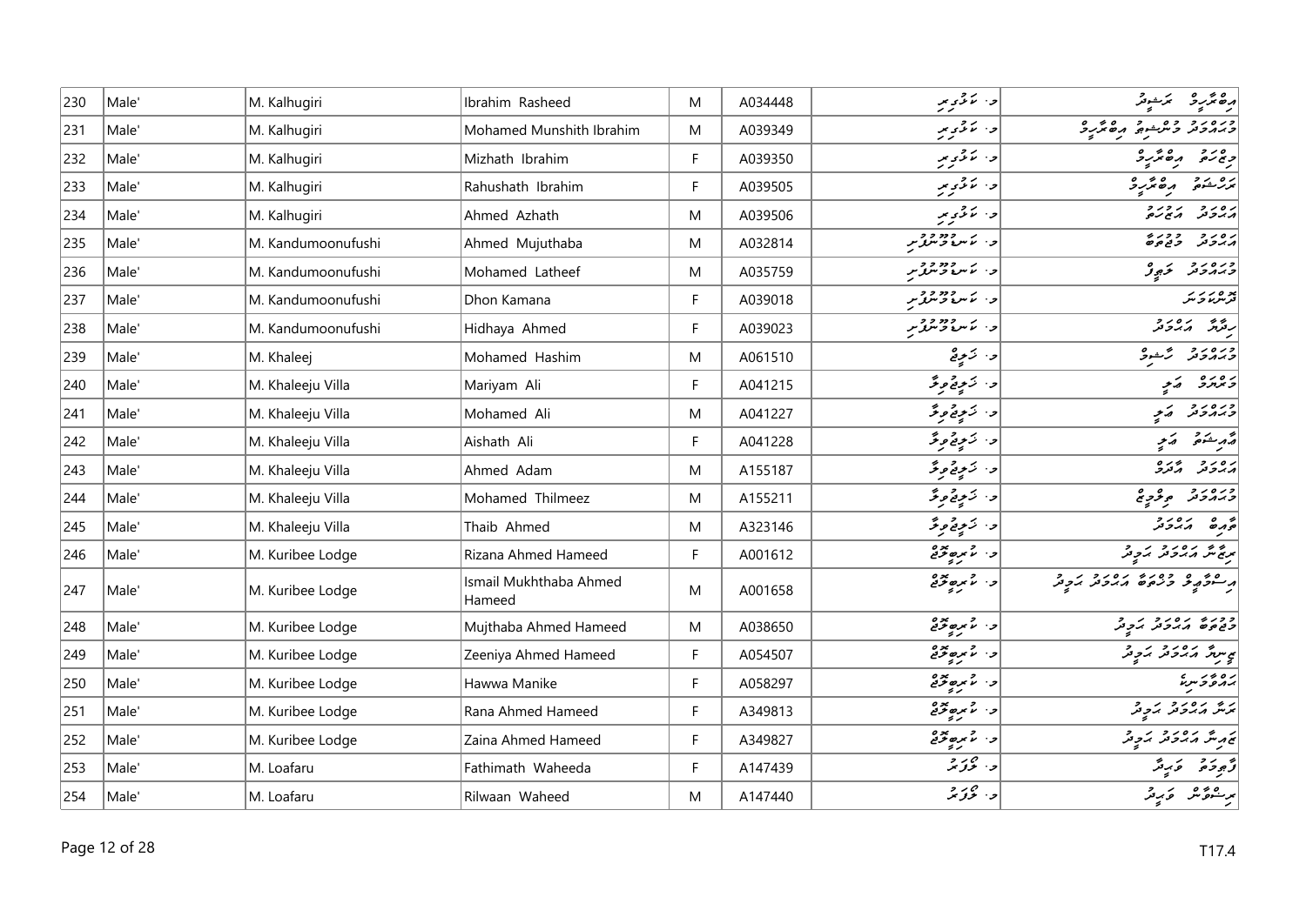| 230 | Male' | M. Kalhugiri | Ibrahim Rasheed | M | A034448 | މ.ކަޅުގިރި | އިބްރާހީމް ރަޝީދު |
|---|---|---|---|---|---|---|---|
| 231 | Male' | M. Kalhugiri | Mohamed Munshith Ibrahim | M | A039349 | މ. ކަޅުގިރި | މުހައްމަދު މުންޝިތު އިބްރާހީމް |
| 232 | Male' | M. Kalhugiri | Mizhath Ibrahim | F | A039350 | މ. ކަޅުގިރި | މިޒްހަތު އިބްރާހީމް |
| 233 | Male' | M. Kalhugiri | Rahushath Ibrahim | F | A039505 | މ. ކަޅުގިރި | ރަހުޝަތު އިބްރާހީމް |
| 234 | Male' | M. Kalhugiri | Ahmed Azhath | M | A039506 | މ. ކަޅުގިރި | އަހުމަދު އަޒްހަތު |
| 235 | Male' | M. Kandumoonufushi | Ahmed Mujuthaba | M | A032814 | މ. ކަނޑުމޫނުފުށި | އަހުމަދު މުޖުތަބާ |
| 236 | Male' | M. Kandumoonufushi | Mohamed Latheef | M | A035759 | މ. ކަނޑުމޫނުފުށި | މުހައްމަދު ލަޠީފު |
| 237 | Male' | M. Kandumoonufushi | Dhon Kamana | F | A039018 | މ. ކަނޑުމޫނުފުށި | ދޮންކަމަނާ |
| 238 | Male' | M. Kandumoonufushi | Hidhaya Ahmed | F | A039023 | މ. ކަނޑުމޫނުފުށި | ހިދާޔާ އަހުމަދު |
| 239 | Male' | M. Khaleej | Mohamed Hashim | M | A061510 | މ. ޚަލީޖު | މުހައްމަދު ހާޝިމް |
| 240 | Male' | M. Khaleeju Villa | Mariyam Ali | F | A041215 | މ. ޚަލީޖުވިލާ | މަރިޔަމް އަލި |
| 241 | Male' | M. Khaleeju Villa | Mohamed Ali | M | A041227 | މ. ޚަލީޖުވިލާ | މުހައްމަދު އަލި |
| 242 | Male' | M. Khaleeju Villa | Aishath Ali | F | A041228 | މ. ޚަލީޖުވިލާ | އައިޝަތު އަލި |
| 243 | Male' | M. Khaleeju Villa | Ahmed Adam | M | A155187 | މ. ޚަލީޖުވިލާ | އަހުމަދު އާދަމް |
| 244 | Male' | M. Khaleeju Villa | Mohamed Thilmeez | M | A155211 | މ. ޚަލީޖުވިލާ | މުހައްމަދު ތިލްމީޒް |
| 245 | Male' | M. Khaleeju Villa | Thaib Ahmed | M | A323146 | މ. ޚަލީޖުވިލާ | ތާއިބް އަހުމަދު |
| 246 | Male' | M. Kuribee Lodge | Rizana Ahmed Hameed | F | A001612 | މ. ކުރިބީލޮޖް | ރިޒާނާ އަހުމަދު ހަމީދު |
| 247 | Male' | M. Kuribee Lodge | Ismail Mukhthaba Ahmed Hameed | M | A001658 | މ. ކުރިބީލޮޖް | އިސްމާއިލް މުޚްތަބާ އަހުމަދު ހަމީދު |
| 248 | Male' | M. Kuribee Lodge | Mujthaba Ahmed Hameed | M | A038650 | މ. ކުރިބީލޮޖް | މުޖުތަބާ އަހުމަދު ހަމީދު |
| 249 | Male' | M. Kuribee Lodge | Zeeniya Ahmed Hameed | F | A054507 | މ. ކުރިބީލޮޖް | ޒީނިޔާ އަހުމަދު ހަމީދު |
| 250 | Male' | M. Kuribee Lodge | Hawwa Manike | F | A058297 | މ. ކުރިބީލޮޖް | ހައްވާމަނިކެ |
| 251 | Male' | M. Kuribee Lodge | Rana Ahmed Hameed | F | A349813 | މ. ކުރިބީލޮޖް | ރަނާ އަހުމަދު ހަމީދު |
| 252 | Male' | M. Kuribee Lodge | Zaina Ahmed Hameed | F | A349827 | މ. ކުރިބީލޮޖް | ޒައިނާ އަހުމަދު ހަމީދު |
| 253 | Male' | M. Loafaru | Fathimath Waheeda | F | A147439 | މ. ލޯފަރު | ފާތިމަތު ވަހީދާ |
| 254 | Male' | M. Loafaru | Rilwaan Waheed | M | A147440 | މ. ލޯފަރު | ރިލްވާން ވަހީދު |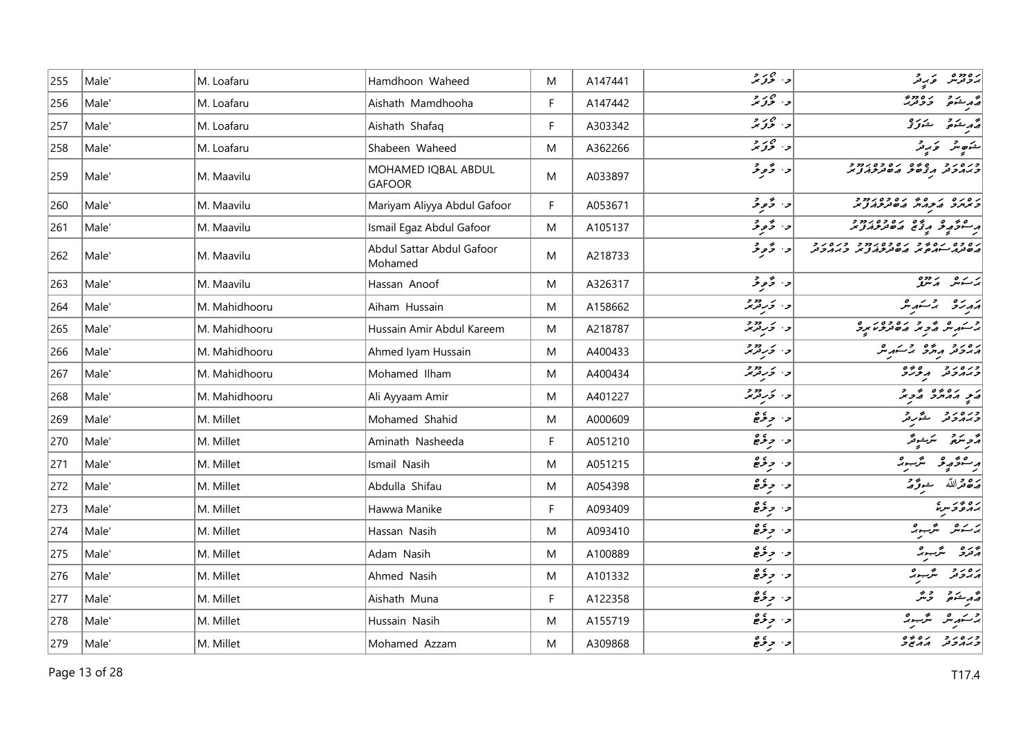| 255 | Male' | M. Loafaru | Hamdhoon Waheed | M | A147441 | މ. ލޯފަރު | ހަމްދޫން ވަހީދު |
|---|---|---|---|---|---|---|---|
| 256 | Male' | M. Loafaru | Aishath Mamdhooha | F | A147442 | މ. ލޯފަރު | އާއިޝަތު މަމްދޫހާ |
| 257 | Male' | M. Loafaru | Aishath Shafaq | F | A303342 | މ. ލޯފަރު | އާއިޝަތު ޝަފަޤް |
| 258 | Male' | M. Loafaru | Shabeen Waheed | M | A362266 | މ. ލޯފަރު | ޝަބީން ވަހީދު |
| 259 | Male' | M. Maavilu | MOHAMED IQBAL ABDUL GAFOOR | M | A033897 | މ. މާވިލު | މުހައްމަދު އިޤްބާލް އަބްދުލްޣަފޫރު |
| 260 | Male' | M. Maavilu | Mariyam Aliyya Abdul Gafoor | F | A053671 | މ. މާވިލު | މަރިޔަމް އަލިއްޔާ އަބްދުލްޣަފޫރު |
| 261 | Male' | M. Maavilu | Ismail Egaz Abdul Gafoor | M | A105137 | މ. މާވިލު | އިސްމާއިލް އީގާޒް އަބްދުލްޣަފޫރު |
| 262 | Male' | M. Maavilu | Abdul Sattar Abdul Gafoor Mohamed | M | A218733 | މ. މާވިލު | އަބްދުލްސައްތާރު އަބްދުލްޣަފޫރު މުހައްމަދު |
| 263 | Male' | M. Maavilu | Hassan Anoof | M | A326317 | މ. މާވިލު | ހަސަން އަނޫފް |
| 264 | Male' | M. Mahidhooru | Aiham Hussain | M | A158662 | މ. މަހިދޫރު | އައިހަމް ހުސައިން |
| 265 | Male' | M. Mahidhooru | Hussain Amir Abdul Kareem | M | A218787 | މ. މަހިދޫރު | ހުސައިން އާމިރު އަބްދުލްކަރީމް |
| 266 | Male' | M. Mahidhooru | Ahmed Iyam Hussain | M | A400433 | މ. މަހިދޫރު | އަހްމަދު އިޔާމް ހުސައިން |
| 267 | Male' | M. Mahidhooru | Mohamed Ilham | M | A400434 | މ. މަހިދޫރު | މުހައްމަދު އިލްހާމް |
| 268 | Male' | M. Mahidhooru | Ali Ayyaam Amir | M | A401227 | މ. މަހިދޫރު | އަލި އައްޔާމް އާމިރު |
| 269 | Male' | M. Millet | Mohamed Shahid | M | A000609 | މ. މިލެޓް | މުހައްމަދު ޝާހިދު |
| 270 | Male' | M. Millet | Aminath Nasheeda | F | A051210 | މ. މިލެޓް | އާމިނަތު ނަޝީދާ |
| 271 | Male' | M. Millet | Ismail Nasih | M | A051215 | މ. މިލެޓް | އިސްމާއިލް ނާސިހް |
| 272 | Male' | M. Millet | Abdulla Shifau | M | A054398 | މ. މިލެޓް | އަބްދުﷲ ޝިފާއު |
| 273 | Male' | M. Millet | Hawwa Manike | F | A093409 | މ. މިލެޓް | ހައްވާމަނިކެ |
| 274 | Male' | M. Millet | Hassan Nasih | M | A093410 | މ. މިލެޓް | ހަސަން ނާސިހް |
| 275 | Male' | M. Millet | Adam Nasih | M | A100889 | މ. މިލެޓް | އާދަމް ނާސިހް |
| 276 | Male' | M. Millet | Ahmed Nasih | M | A101332 | މ. މިލެޓް | އަހްމަދު ނާސިހް |
| 277 | Male' | M. Millet | Aishath Muna | F | A122358 | މ. މިލެޓް | އާއިޝަތު މުނާ |
| 278 | Male' | M. Millet | Hussain Nasih | M | A155719 | މ. މިލެޓް | ހުސައިން ނާސިހް |
| 279 | Male' | M. Millet | Mohamed Azzam | M | A309868 | މ. މިލެޓް | މުހައްމަދު އައްޒާމް |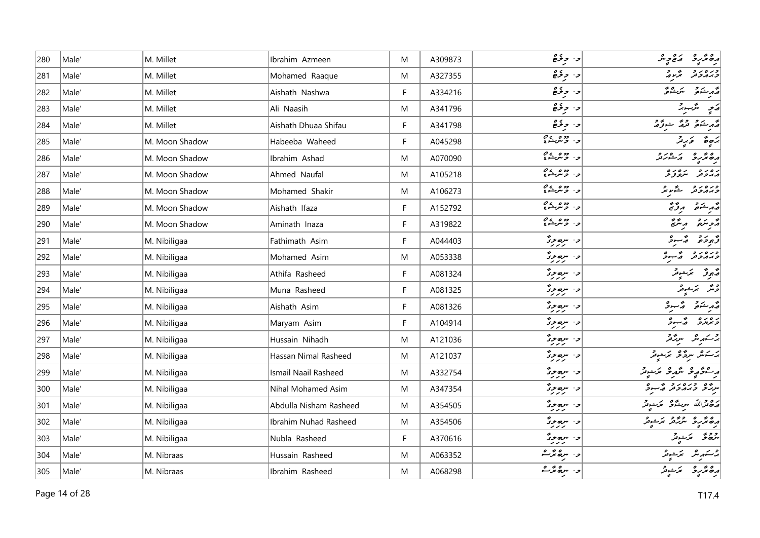| 280 | Male' | M. Millet | Ibrahim Azmeen | M | A309873 | د· ووځځ | ރިބްރާހީމް އަޒްމީން |
|---|---|---|---|---|---|---|---|
| 281 | Male' | M. Millet | Mohamed Raaque | M | A327355 | د· ووځځ | މުހައްމަދު ރާއިޤު |
| 282 | Male' | M. Millet | Aishath Nashwa | F | A334216 | د· ووځځ | އައިށަތު ނަޝްވާ |
| 283 | Male' | M. Millet | Ali Naasih | M | A341796 | د· ووځځ | އަލި ނާސިހު |
| 284 | Male' | M. Millet | Aishath Dhuaa Shifau | F | A341798 | د· ووځځ | އައިށަތު ދުޢާ ޝިފާއު |
| 285 | Male' | M. Moon Shadow | Habeeba Waheed | F | A045298 | د· މޫންޝެޑޯ | ހަބީބާ ވަހީދު |
| 286 | Male' | M. Moon Shadow | Ibrahim Ashad | M | A070090 | د· މޫންޝެޑޯ | އިބްރާހީމް އަޝްހަދު |
| 287 | Male' | M. Moon Shadow | Ahmed Naufal | M | A105218 | د· މޫންޝެޑޯ | އަހްމަދު ނައުފަލް |
| 288 | Male' | M. Moon Shadow | Mohamed Shakir | M | A106273 | د· މޫންޝެޑޯ | މުހައްމަދު ޝާކިރު |
| 289 | Male' | M. Moon Shadow | Aishath Ifaza | F | A152792 | د· މޫންޝެޑޯ | އައިށަތު އިފާޒާ |
| 290 | Male' | M. Moon Shadow | Aminath Inaza | F | A319822 | د· މޫންޝެޑޯ | އާމިނަތު އިނާޒާ |
| 291 | Male' | M. Nibiligaa | Fathimath Asim | F | A044403 | د· ނިބިލިގާ | ފާތިމަތު އާސިމް |
| 292 | Male' | M. Nibiligaa | Mohamed Asim | M | A053338 | د· ނިބިލިގާ | މުހައްމަދު އާސިމް |
| 293 | Male' | M. Nibiligaa | Athifa Rasheed | F | A081324 | د· ނިބިލިގާ | އާތިފާ ރަޝީދު |
| 294 | Male' | M. Nibiligaa | Muna Rasheed | F | A081325 | د· ނިބިލިގާ | މުނާ ރަޝީދު |
| 295 | Male' | M. Nibiligaa | Aishath Asim | F | A081326 | د· ނިބިލިގާ | އައިށަތު އާސިމް |
| 296 | Male' | M. Nibiligaa | Maryam Asim | F | A104914 | د· ނިބިލިގާ | މަރްޔަމް އާސިމް |
| 297 | Male' | M. Nibiligaa | Hussain Nihadh | M | A121036 | د· ނިބިލިގާ | ހުސައިން ނިހާދު |
| 298 | Male' | M. Nibiligaa | Hassan Nimal Rasheed | M | A121037 | د· ނިބިލިގާ | ހަސަން ނިމާލް ރަޝީދު |
| 299 | Male' | M. Nibiligaa | Ismail Naail Rasheed | M | A332754 | د· ނިބިލިގާ | އިސްމާޢީލް ނާއިލް ރަޝީދު |
| 300 | Male' | M. Nibiligaa | Nihal Mohamed Asim | M | A347354 | د· ނިބިލިގާ | ނިހާލް މުހައްމަދު އާސިމް |
| 301 | Male' | M. Nibiligaa | Abdulla Nisham Rasheed | M | A354505 | د· ނިބިލިގާ | އަބްދުﷲ ނިޝާމް ރަޝީދު |
| 302 | Male' | M. Nibiligaa | Ibrahim Nuhad Rasheed | M | A354506 | د· ނިބިލިގާ | އިބްރާހީމް ނުހާދު ރަޝީދު |
| 303 | Male' | M. Nibiligaa | Nubla Rasheed | F | A370616 | د· ނިބިލިގާ | ނުބްލާ ރަޝީދު |
| 304 | Male' | M. Nibraas | Hussain Rasheed | M | A063352 | د· ނިބްރާސް | ހުސައިން ރަޝީދު |
| 305 | Male' | M. Nibraas | Ibrahim Rasheed | M | A068298 | د· ނިބްރާސް | އިބްރާހީމް ރަޝީދު |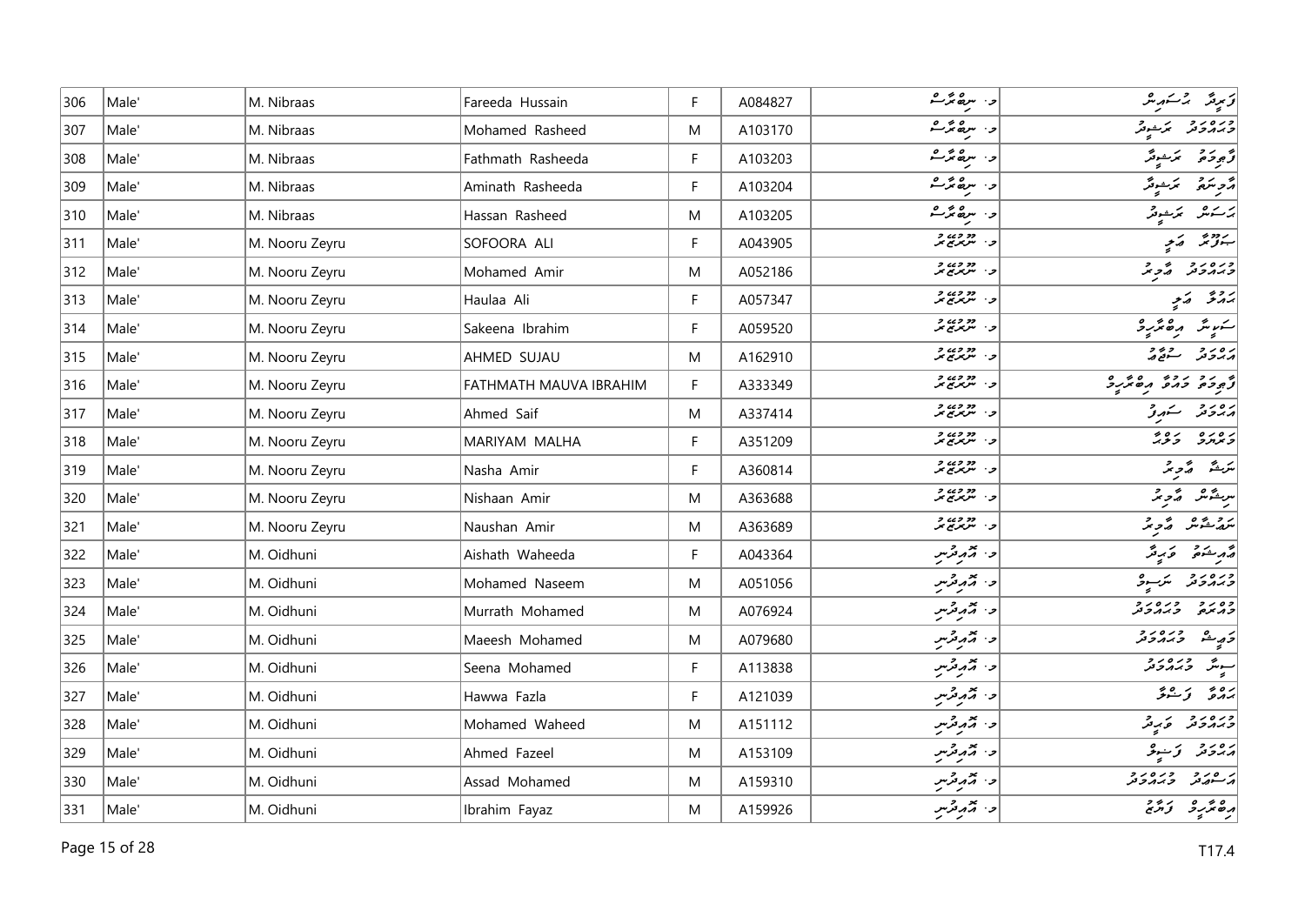| 306 | Male' | M. Nibraas | Fareeda Hussain | F | A084827 | د· سرەمرىشە | ۆمرىگە برىسەمرىر |
|---|---|---|---|---|---|---|---|
| 307 | Male' | M. Nibraas | Mohamed Rasheed | M | A103170 | د· سرەمرىشە | ورەرو برىشوتر |
| 308 | Male' | M. Nibraas | Fathmath Rasheeda | F | A103203 | د· سرەمرىشە | ۋەدە برىشوتر |
| 309 | Male' | M. Nibraas | Aminath Rasheeda | F | A103204 | د· سرەمرىشە | ەدىرە برىشوتر |
| 310 | Male' | M. Nibraas | Hassan Rasheed | M | A103205 | د· سرەمرىشە | برىسەش برىشوتر |
| 311 | Male' | M. Nooru Zeyru | SOFOORA ALI | F | A043905 | د· سرىرىج بر | سوۆبر ەبج |
| 312 | Male' | M. Nooru Zeyru | Mohamed Amir | M | A052186 | د· سرىرىج بر | ورەرو ەدبر |
| 313 | Male' | M. Nooru Zeyru | Haulaa Ali | F | A057347 | د· سرىرىج بر | بروگ ەبج |
| 314 | Male' | M. Nooru Zeyru | Sakeena Ibrahim | F | A059520 | د· سرىرىج بر | سەبرىش مەھترىرو |
| 315 | Male' | M. Nooru Zeyru | AHMED SUJAU | M | A162910 | د· سرىرىج بر | ەرەرو سەۋە |
| 316 | Male' | M. Nooru Zeyru | FATHMATH MAUVA IBRAHIM | F | A333349 | د· سرىرىج بر | ۋەدە دەۋ مەھترىرو |
| 317 | Male' | M. Nooru Zeyru | Ahmed Saif | M | A337414 | د· سرىرىج بر | ەرەرو سەرۋ |
| 318 | Male' | M. Nooru Zeyru | MARIYAM MALHA | F | A351209 | د· سرىرىج بر | دىرىرو دۆبر |
| 319 | Male' | M. Nooru Zeyru | Nasha Amir | F | A360814 | د· سرىرىج بر | سرىش ەدبر |
| 320 | Male' | M. Nooru Zeyru | Nishaan Amir | M | A363688 | د· سرىرىج بر | سرىشەش ەدبر |
| 321 | Male' | M. Nooru Zeyru | Naushan Amir | M | A363689 | د· سرىرىج بر | سەرشەش ەدبر |
| 322 | Male' | M. Oidhuni | Aishath Waheeda | F | A043364 | د· ەەمرىرسر | ەەرشەۋ ۋىرىتر |
| 323 | Male' | M. Oidhuni | Mohamed Naseem | M | A051056 | د· ەەمرىرسر | ورەرو سرسوۋ |
| 324 | Male' | M. Oidhuni | Murrath Mohamed | M | A076924 | د· ەەمرىرسر | دەرو ورەرو |
| 325 | Male' | M. Oidhuni | Maeesh Mohamed | M | A079680 | د· ەەمرىرسر | دەرشە ورەرو |
| 326 | Male' | M. Oidhuni | Seena Mohamed | F | A113838 | د· ەەمرىرسر | سوىگ ورەرو |
| 327 | Male' | M. Oidhuni | Hawwa Fazla | F | A121039 | د· ەەمرىرسر | برەۋ ۋىشۇ |
| 328 | Male' | M. Oidhuni | Mohamed Waheed | M | A151112 | د· ەەمرىرسر | ورەرو ۋىرىتر |
| 329 | Male' | M. Oidhuni | Ahmed Fazeel | M | A153109 | د· ەەمرىرسر | ەرەرو ۋىسوۋ |
| 330 | Male' | M. Oidhuni | Assad Mohamed | M | A159310 | د· ەەمرىرسر | ەسەرو ورەرو |
| 331 | Male' | M. Oidhuni | Ibrahim Fayaz | M | A159926 | د· ەەمرىرسر | مەھترىرو ۋەرج |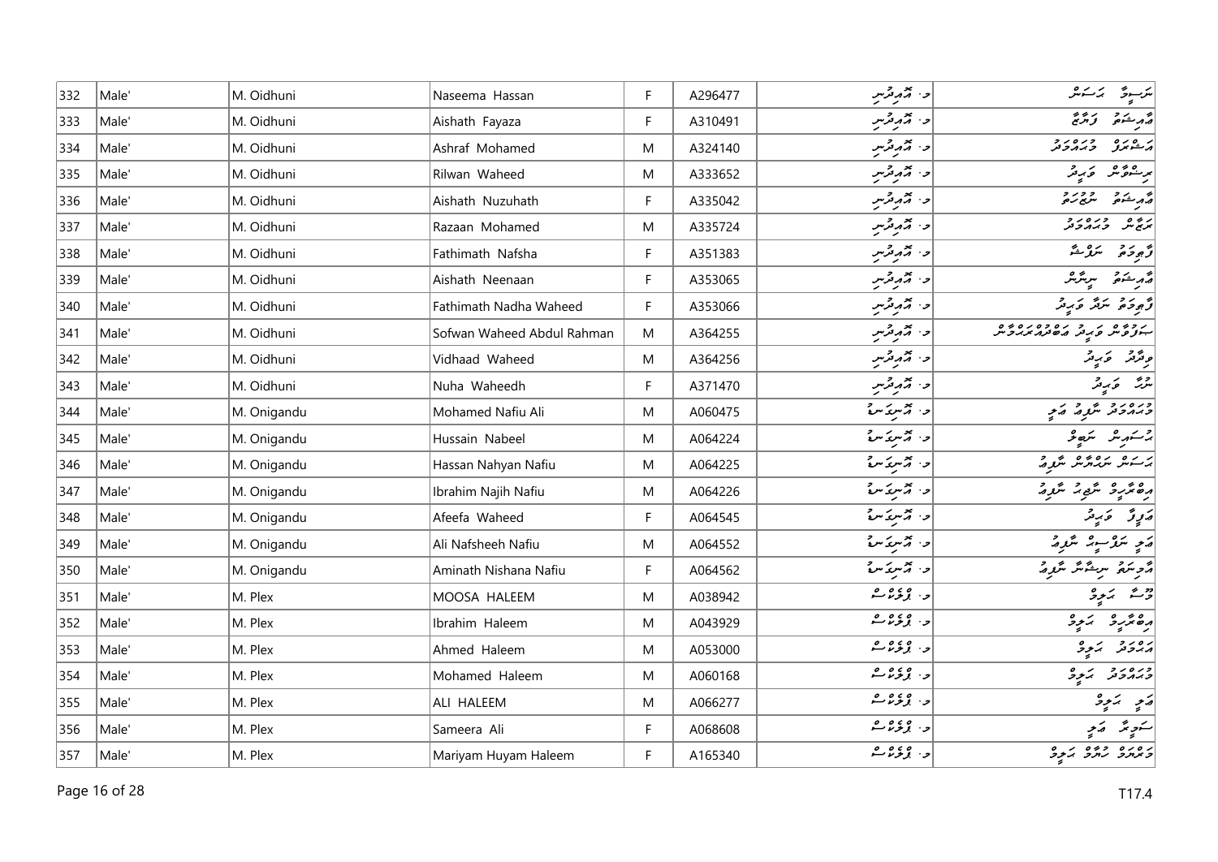| 332 | Male' | M. Oidhuni | Naseema Hassan | F | A296477 | މ. އޮއިދުނި | ނަސީމާ ހަސަން |
|---|---|---|---|---|---|---|---|
| 333 | Male' | M. Oidhuni | Aishath Fayaza | F | A310491 | މ. އޮއިދުނި | އައިޝަތު ފަޔާޒާ |
| 334 | Male' | M. Oidhuni | Ashraf Mohamed | M | A324140 | މ. އޮއިދުނި | އަޝްރަފް މުހައްމަދު |
| 335 | Male' | M. Oidhuni | Rilwan Waheed | M | A333652 | މ. އޮއިދުނި | ރިލްވާން ވަހީދު |
| 336 | Male' | M. Oidhuni | Aishath Nuzuhath | F | A335042 | މ. އޮއިދުނި | އައިޝަތު ނުޒުހަތު |
| 337 | Male' | M. Oidhuni | Razaan Mohamed | M | A335724 | މ. އޮއިދުނި | ރަޒާން މުހައްމަދު |
| 338 | Male' | M. Oidhuni | Fathimath Nafsha | F | A351383 | މ. އޮއިދުނި | ފާތިމަތު ނަފްޝާ |
| 339 | Male' | M. Oidhuni | Aishath Neenaan | F | A353065 | މ. އޮއިދުނި | އައިޝަތު ނީނާން |
| 340 | Male' | M. Oidhuni | Fathimath Nadha Waheed | F | A353066 | މ. އޮއިދުނި | ފާތިމަތު ނަދާ ވަހީދު |
| 341 | Male' | M. Oidhuni | Sofwan Waheed Abdul Rahman | M | A364255 | މ. އޮއިދުނި | ސަފްވާން ވަހީދު އަބްދުއްރަޙްމާން |
| 342 | Male' | M. Oidhuni | Vidhaad Waheed | M | A364256 | މ. އޮއިދުނި | ވިދާދު ވަހީދު |
| 343 | Male' | M. Oidhuni | Nuha Waheedh | F | A371470 | މ. އޮއިދުނި | ނުހާ ވަހީދު |
| 344 | Male' | M. Onigandu | Mohamed Nafiu Ali | M | A060475 | މ. އޮނިގަނޑު | މުހައްމަދު ނާފިޢު އަލި |
| 345 | Male' | M. Onigandu | Hussain Nabeel | M | A064224 | މ. އޮނިގަނޑު | ހުސައިން ނަބީލް |
| 346 | Male' | M. Onigandu | Hassan Nahyan Nafiu | M | A064225 | މ. އޮނިގަނޑު | ހަސަން ނަހްޔާން ނާފިޢު |
| 347 | Male' | M. Onigandu | Ibrahim Najih Nafiu | M | A064226 | މ. އޮނިގަނޑު | އިބްރާހީމް ނާޖިހް ނާފިޢު |
| 348 | Male' | M. Onigandu | Afeefa Waheed | F | A064545 | މ. އޮނިގަނޑު | އަފީފާ ވަހީދު |
| 349 | Male' | M. Onigandu | Ali Nafsheeh Nafiu | M | A064552 | މ. އޮނިގަނޑު | އަލި ނަފްޝީހް ނާފިޢު |
| 350 | Male' | M. Onigandu | Aminath Nishana Nafiu | F | A064562 | މ. އޮނިގަނޑު | އާމިނަތު ނިޝާނާ ނާފިޢު |
| 351 | Male' | M. Plex | MOOSA HALEEM | M | A038942 | މ. ޕްލެކްސް | މޫސާ ހަލީމް |
| 352 | Male' | M. Plex | Ibrahim Haleem | M | A043929 | މ. ޕްލެކްސް | އިބްރާހީމް ހަލީމް |
| 353 | Male' | M. Plex | Ahmed Haleem | M | A053000 | މ. ޕްލެކްސް | އަހްމަދު ހަލީމް |
| 354 | Male' | M. Plex | Mohamed Haleem | M | A060168 | މ. ޕްލެކްސް | މުހައްމަދު ހަލީމް |
| 355 | Male' | M. Plex | ALI HALEEM | M | A066277 | މ. ޕްލެކްސް | އަލި ހަލީމް |
| 356 | Male' | M. Plex | Sameera Ali | F | A068608 | މ. ޕްލެކްސް | ސަމީރާ އަލި |
| 357 | Male' | M. Plex | Mariyam Huyam Haleem | F | A165340 | މ. ޕްލެކްސް | މަރިޔަމް ހުޔާމް ހަލީމް |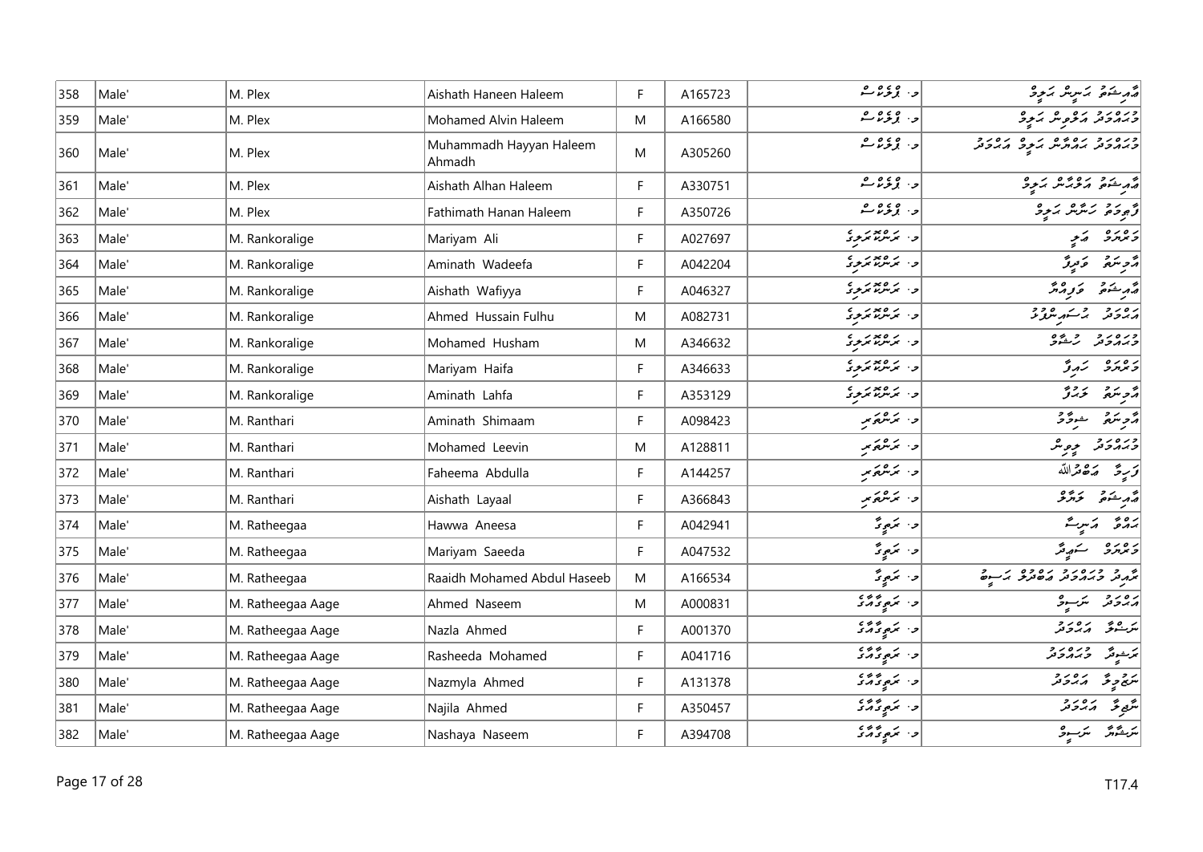| 358 | Male' | M. Plex | Aishath Haneen Haleem | F | A165723 | މ. ޕްލެކްސް | އާއިޝަތު ހަނީން ހަލީމް |
|---|---|---|---|---|---|---|---|
| 359 | Male' | M. Plex | Mohamed Alvin Haleem | M | A166580 | މ. ޕްލެކްސް | މުހައްމަދު އަލްވިން ހަލީމް |
| 360 | Male' | M. Plex | Muhammadh Hayyan Haleem Ahmadh | M | A305260 | މ. ޕްލެކްސް | މުހައްމަދު ހައްޔާން ހަލީމް އަޙްމަދު |
| 361 | Male' | M. Plex | Aishath Alhan Haleem | F | A330751 | މ. ޕްލެކްސް | އާއިޝަތު އަލްހާން ހަލީމް |
| 362 | Male' | M. Plex | Fathimath Hanan Haleem | F | A350726 | މ. ޕްލެކްސް | ފާތިމަތު ހަނާން ހަލީމް |
| 363 | Male' | M. Rankoralige | Mariyam Ali | F | A027697 | މ. ރަންކޮރަލިގެ | މަރިޔަމް އަލި |
| 364 | Male' | M. Rankoralige | Aminath Wadeefa | F | A042204 | މ. ރަންކޮރަލިގެ | އާމިނަތު ވަދީފާ |
| 365 | Male' | M. Rankoralige | Aishath Wafiyya | F | A046327 | މ. ރަންކޮރަލިގެ | އާއިޝަތު ވަފިއްޔާ |
| 366 | Male' | M. Rankoralige | Ahmed Hussain Fulhu | M | A082731 | މ. ރަންކޮރަލިގެ | އަޙްމަދު ހުސައިންފުޅު |
| 367 | Male' | M. Rankoralige | Mohamed Husham | M | A346632 | މ. ރަންކޮރަލިގެ | މުހައްމަދު ހުޝާމް |
| 368 | Male' | M. Rankoralige | Mariyam Haifa | F | A346633 | މ. ރަންކޮރަލިގެ | މަރިޔަމް ހައިފާ |
| 369 | Male' | M. Rankoralige | Aminath Lahfa | F | A353129 | މ. ރަންކޮރަލިގެ | އާމިނަތު ލަހްފާ |
| 370 | Male' | M. Ranthari | Aminath Shimaam | F | A098423 | މ. ރަންތަރި | އާމިނަތު ޝިމާމް |
| 371 | Male' | M. Ranthari | Mohamed Leevin | M | A128811 | މ. ރަންތަރި | މުހައްމަދު ލީވިން |
| 372 | Male' | M. Ranthari | Faheema Abdulla | F | A144257 | މ. ރަންތަރި | ފަހީމާ އަބްދުاللهް |
| 373 | Male' | M. Ranthari | Aishath Layaal | F | A366843 | މ. ރަންތަރި | އާއިޝަތު ލަޔާލް |
| 374 | Male' | M. Ratheegaa | Hawwa Aneesa | F | A042941 | މ. ރަތީގާ | ހައްވާ އަނީސާ |
| 375 | Male' | M. Ratheegaa | Mariyam Saeeda | F | A047532 | މ. ރަތީގާ | މަރިޔަމް ސަޢީދާ |
| 376 | Male' | M. Ratheegaa | Raaidh Mohamed Abdul Haseeb | M | A166534 | މ. ރަތީގާ | ރާއިދު މުހައްމަދު އަބްދުލް ހަސީބް |
| 377 | Male' | M. Ratheegaa Aage | Ahmed Naseem | M | A000831 | މ. ރަތީގާއާގެ | އަޙްމަދު ނަސީމް |
| 378 | Male' | M. Ratheegaa Aage | Nazla Ahmed | F | A001370 | މ. ރަތީގާއާގެ | ނަޒްލާ އަޙްމަދު |
| 379 | Male' | M. Ratheegaa Aage | Rasheeda Mohamed | F | A041716 | މ. ރަތީގާއާގެ | ރަޝީދާ މުހައްމަދު |
| 380 | Male' | M. Ratheegaa Aage | Nazmyla Ahmed | F | A131378 | މ. ރަތީގާއާގެ | ނަޒްމީލާ އަޙްމަދު |
| 381 | Male' | M. Ratheegaa Aage | Najila Ahmed | F | A350457 | މ. ރަތީގާއާގެ | ނާޖިލާ އަޙްމަދު |
| 382 | Male' | M. Ratheegaa Aage | Nashaya Naseem | F | A394708 | މ. ރަތީގާއާގެ | ނަޝާޔާ ނަސީމް |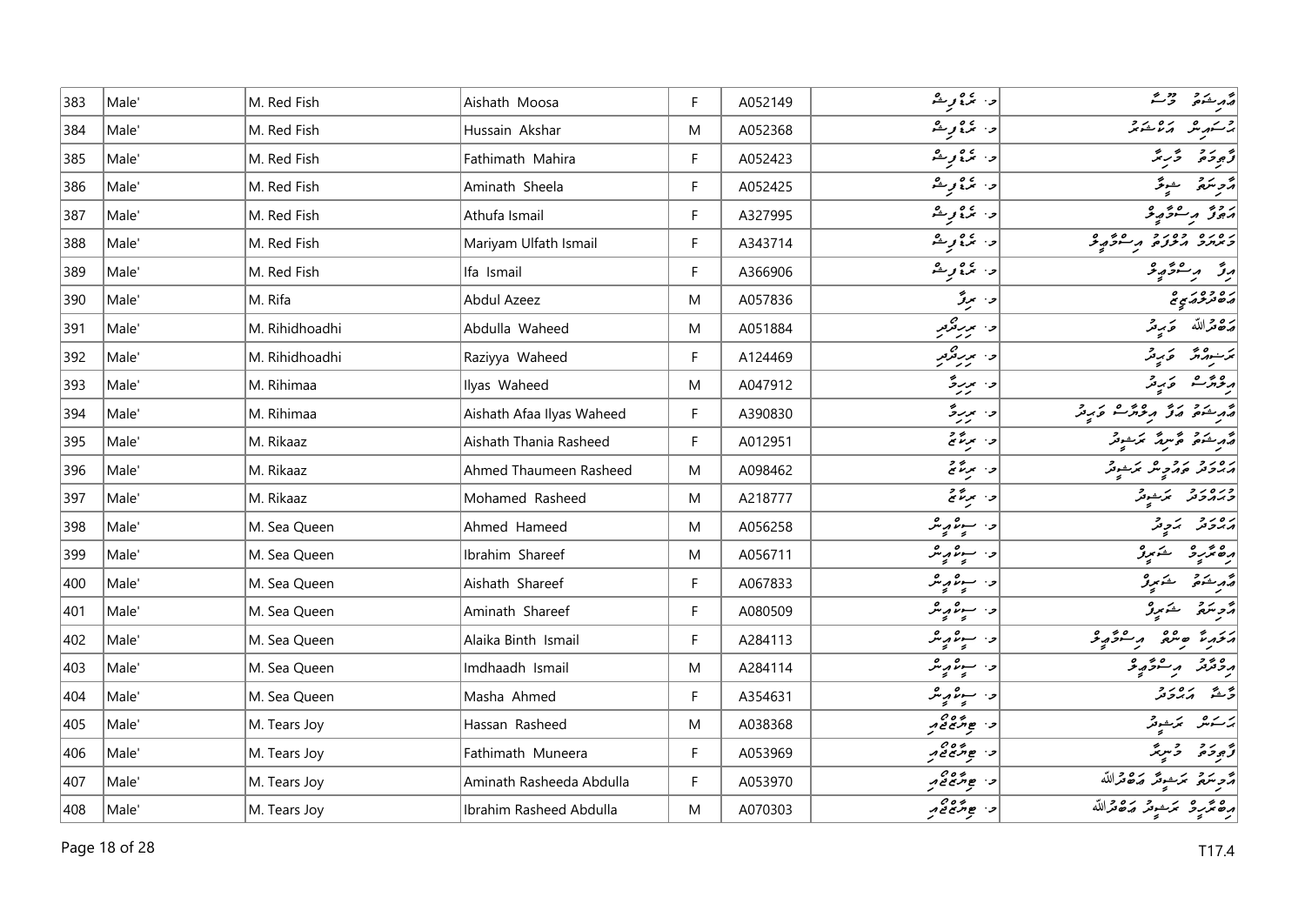| 383 | Male' | M. Red Fish | Aishath Moosa | F | A052149 | މ. ރެޑްފިޝް | އާއިޝަތު މޫސާ |
|---|---|---|---|---|---|---|---|
| 384 | Male' | M. Red Fish | Hussain Akshar | M | A052368 | މ. ރެޑްފިޝް | ހުސައިން އަކްޝަރު |
| 385 | Male' | M. Red Fish | Fathimath Mahira | F | A052423 | މ. ރެޑްފިޝް | ފާތިމަތު މާހިރާ |
| 386 | Male' | M. Red Fish | Aminath Sheela | F | A052425 | މ. ރެޑްފިޝް | އާމިނަތު ޝީލާ |
| 387 | Male' | M. Red Fish | Athufa Ismail | F | A327995 | މ. ރެޑްފިޝް | އަތުފާ އިސްމާޢީލް |
| 388 | Male' | M. Red Fish | Mariyam Ulfath Ismail | F | A343714 | މ. ރެޑްފިޝް | މަރިޔަމް އުލްފަތު އިސްމާޢީލް |
| 389 | Male' | M. Red Fish | Ifa Ismail | F | A366906 | މ. ރެޑްފިޝް | އިފާ އިސްމާޢީލް |
| 390 | Male' | M. Rifa | Abdul Azeez | M | A057836 | މ. ރިފާ | އަބްދުލްއަޒީޒް |
| 391 | Male' | M. Rihidhoadhi | Abdulla Waheed | M | A051884 | މ. ރިހިދޯދި | އަބްދުﷲ ވަޙީދު |
| 392 | Male' | M. Rihidhoadhi | Raziyya Waheed | F | A124469 | މ. ރިހިދޯދި | ރަޟިއްޔާ ވަޙީދު |
| 393 | Male' | M. Rihimaa | Ilyas Waheed | M | A047912 | މ. ރިހިމާ | އިލްޔާސް ވަޙީދު |
| 394 | Male' | M. Rihimaa | Aishath Afaa Ilyas Waheed | F | A390830 | މ. ރިހިމާ | އާއިޝަތު އަފާ އިލްޔާސް ވަޙީދު |
| 395 | Male' | M. Rikaaz | Aishath Thania Rasheed | F | A012951 | މ. ރިކާޒް | އާއިޝަތު ޘާނިޔާ ރަޝީދު |
| 396 | Male' | M. Rikaaz | Ahmed Thaumeen Rasheed | M | A098462 | މ. ރިކާޒް | އަޙްމަދު ތައުމީން ރަޝީދު |
| 397 | Male' | M. Rikaaz | Mohamed Rasheed | M | A218777 | މ. ރިކާޒް | މުޙައްމަދު ރަޝީދު |
| 398 | Male' | M. Sea Queen | Ahmed Hameed | M | A056258 | މ. ސީކުއީން | އަޙްމަދު ޙަމީދު |
| 399 | Male' | M. Sea Queen | Ibrahim Shareef | M | A056711 | މ. ސީކުއީން | އިބްރާހީމް ޝަރީފު |
| 400 | Male' | M. Sea Queen | Aishath Shareef | F | A067833 | މ. ސީކުއީން | އާއިޝަތު ޝަރީފު |
| 401 | Male' | M. Sea Queen | Aminath Shareef | F | A080509 | މ. ސީކުއީން | އާމިނަތު ޝަރީފު |
| 402 | Male' | M. Sea Queen | Alaika Binth Ismail | F | A284113 | މ. ސީކުއީން | އަލައިކާ ބިންތު އިސްމާޢީލް |
| 403 | Male' | M. Sea Queen | Imdhaadh Ismail | M | A284114 | މ. ސީކުއީން | އިމްދާދު އިސްމާޢީލް |
| 404 | Male' | M. Sea Queen | Masha Ahmed | F | A354631 | މ. ސީކުއީން | މާޝާ އަޙްމަދު |
| 405 | Male' | M. Tears Joy | Hassan Rasheed | M | A038368 | މ. ޓިއަރސްޖޮއި | ޙަސަން ރަޝީދު |
| 406 | Male' | M. Tears Joy | Fathimath Muneera | F | A053969 | މ. ޓިއަރސްޖޮއި | ފާތިމަތު މުނީރާ |
| 407 | Male' | M. Tears Joy | Aminath Rasheeda Abdulla | F | A053970 | މ. ޓިއަރސްޖޮއި | އާމިނަތު ރަޝީދާ އަބްދުﷲ |
| 408 | Male' | M. Tears Joy | Ibrahim Rasheed Abdulla | M | A070303 | މ. ޓިއަރސްޖޮއި | އިބްރާހީމް ރަޝީދު އަބްދުﷲ |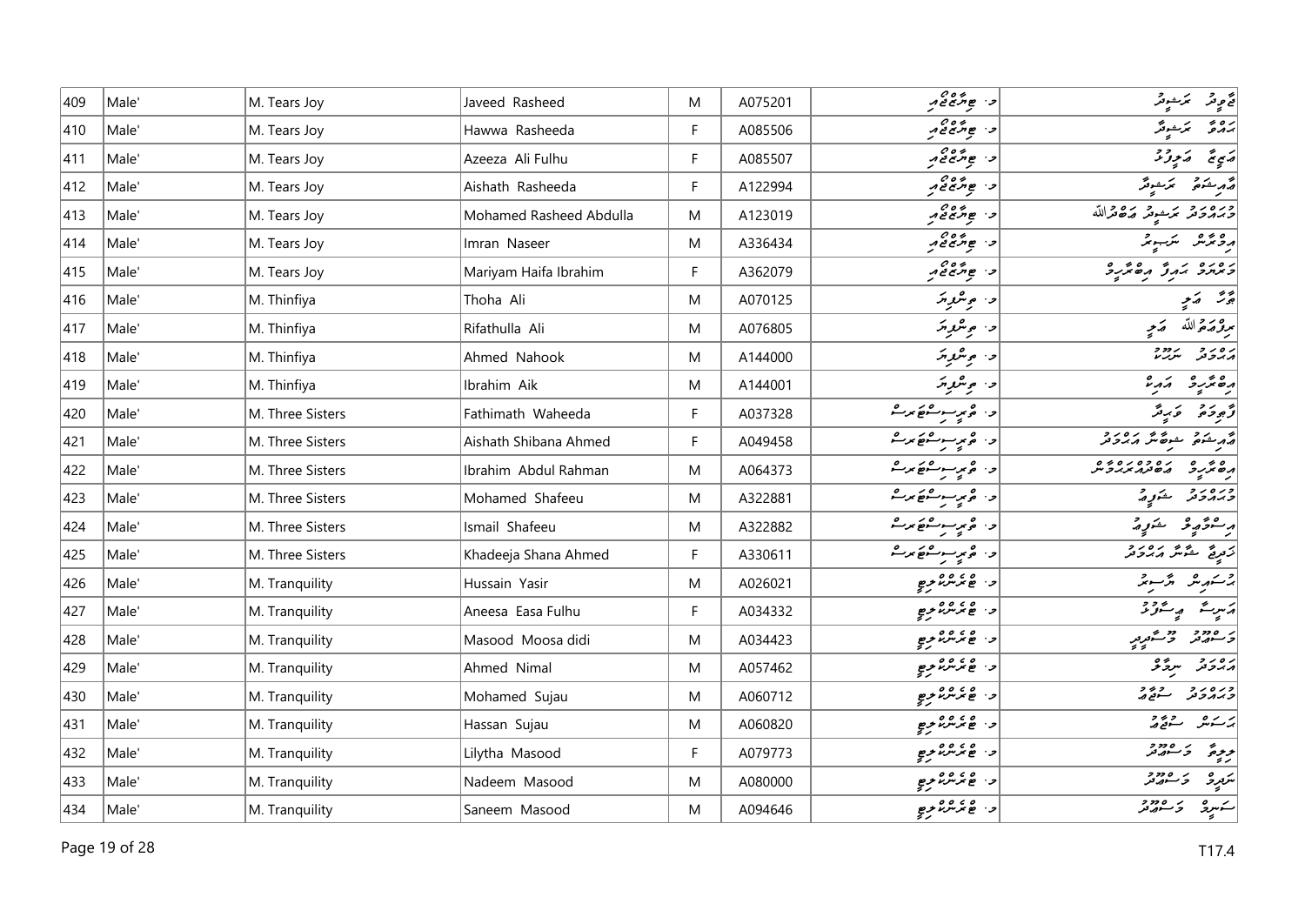| 409 | Male' | M. Tears Joy | Javeed Rasheed | M | A075201 | މ. ޓިއާޒްޖޯއި | ޖާވިދު ރަޝީދު |
|---|---|---|---|---|---|---|---|
| 410 | Male' | M. Tears Joy | Hawwa Rasheeda | F | A085506 | މ. ޓިއާޒްޖޯއި | ހައްވާ ރަޝީދާ |
| 411 | Male' | M. Tears Joy | Azeeza Ali Fulhu | F | A085507 | މ. ޓިއާޒްޖޯއި | އަޒީޒާ އަލިފުޅު |
| 412 | Male' | M. Tears Joy | Aishath Rasheeda | F | A122994 | މ. ޓިއާޒްޖޯއި | އައިޝަތު ރަޝީދާ |
| 413 | Male' | M. Tears Joy | Mohamed Rasheed Abdulla | M | A123019 | މ. ޓިއާޒްޖޯއި | މުހައްމަދު ރަޝީދު އަބްދުﷲ |
| 414 | Male' | M. Tears Joy | Imran Naseer | M | A336434 | މ. ޓިއާޒްޖޯއި | އިމްރާން ނަސީރު |
| 415 | Male' | M. Tears Joy | Mariyam Haifa Ibrahim | F | A362079 | މ. ޓިއާޒްޖޯއި | މަރިޔަމް ހައިފާ އިބްރާހިމް |
| 416 | Male' | M. Thinfiya | Thoha Ali | M | A070125 | މ. ތިންފިޔަ | ތޯހާ އަލި |
| 417 | Male' | M. Thinfiya | Rifathulla Ali | M | A076805 | މ. ތިންފިޔަ | ރިފްއަތުﷲ އަލި |
| 418 | Male' | M. Thinfiya | Ahmed Nahook | M | A144000 | މ. ތިންފިޔަ | އަޙްމަދު ނަހޫކު |
| 419 | Male' | M. Thinfiya | Ibrahim Aik | M | A144001 | މ. ތިންފިޔަ | އިބްރާހިމް އައިކް |
| 420 | Male' | M. Three Sisters | Fathimath Waheeda | F | A037328 | މ. ތްރީސިސްޓަރސް | ފާތިމަތު ވަހީދާ |
| 421 | Male' | M. Three Sisters | Aishath Shibana Ahmed | F | A049458 | މ. ތްރީސިސްޓަރސް | އައިޝަތު ޝިބާނާ އަޙްމަދު |
| 422 | Male' | M. Three Sisters | Ibrahim Abdul Rahman | M | A064373 | މ. ތްރީސިސްޓަރސް | އިބްރާހިމް އަބްދުއްރަޙްމާން |
| 423 | Male' | M. Three Sisters | Mohamed Shafeeu | M | A322881 | މ. ތްރީސިސްޓަރސް | މުހައްމަދު ޝަފީއު |
| 424 | Male' | M. Three Sisters | Ismail Shafeeu | M | A322882 | މ. ތްރީސިސްޓަރސް | އިސްމާއިލް ޝަފީއު |
| 425 | Male' | M. Three Sisters | Khadeeja Shana Ahmed | F | A330611 | މ. ތްރީސިސްޓަރސް | ޚަދީޖާ ޝާނާ އަޙްމަދު |
| 426 | Male' | M. Tranquility | Hussain Yasir | M | A026021 | މ. ޓްރަންކުއިލިޓީ | ހުސައިން ޔާސިރު |
| 427 | Male' | M. Tranquility | Aneesa Easa Fulhu | F | A034332 | މ. ޓްރަންކުއިލިޓީ | އަނީސާ ޢީސާފުޅު |
| 428 | Male' | M. Tranquility | Masood Moosa didi | M | A034423 | މ. ޓްރަންކުއިލިޓީ | މަސްޢޫދު މޫސާދީދީ |
| 429 | Male' | M. Tranquility | Ahmed Nimal | M | A057462 | މ. ޓްރަންކުއިލިޓީ | އަޙްމަދު ނިމާލް |
| 430 | Male' | M. Tranquility | Mohamed Sujau | M | A060712 | މ. ޓްރަންކުއިލިޓީ | މުހައްމަދު ސުޖާއު |
| 431 | Male' | M. Tranquility | Hassan Sujau | M | A060820 | މ. ޓްރަންކުއިލިޓީ | ހަސަން ސުޖާއު |
| 432 | Male' | M. Tranquility | Lilytha Masood | F | A079773 | މ. ޓްރަންކުއިލިޓީ | ލިލީތާ މަސްޢޫދު |
| 433 | Male' | M. Tranquility | Nadeem Masood | M | A080000 | މ. ޓްރަންކުއިލިޓީ | ނަދީމް މަސްޢޫދު |
| 434 | Male' | M. Tranquility | Saneem Masood | M | A094646 | މ. ޓްރަންކުއިލިޓީ | ސަނީމް މަސްޢޫދު |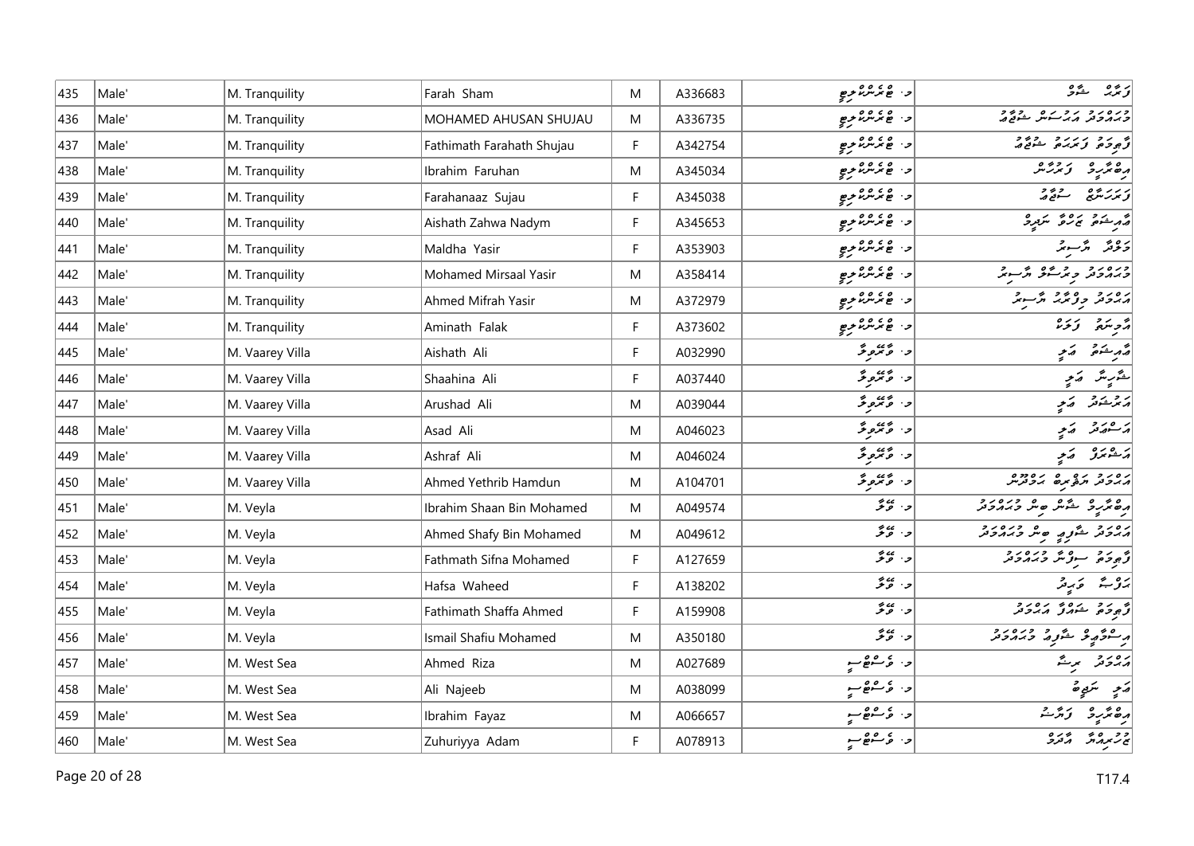| 435 | Male' | M. Tranquility | Farah Sham | M | A336683 | މ. ޓްރެންކުއިލިޓީ | ފަރާހް ޝާމް |
|---|---|---|---|---|---|---|---|
| 436 | Male' | M. Tranquility | MOHAMED AHUSAN SHUJAU | M | A336735 | މ. ޓްރެންކުއިލިޓީ | މުހައްމަދު އަހުސަން ޝުޖާޢު |
| 437 | Male' | M. Tranquility | Fathimath Farahath Shujau | F | A342754 | މ. ޓްރެންކުއިލިޓީ | ފާތިމަތު ފަރަހަތު ޝުޖާޢު |
| 438 | Male' | M. Tranquility | Ibrahim Faruhan | M | A345034 | މ. ޓްރެންކުއިލިޓީ | އިބްރާހީމް ފަރުހާން |
| 439 | Male' | M. Tranquility | Farahanaaz Sujau | F | A345038 | މ. ޓްރެންކުއިލިޓީ | ފަރަހަނާޒް ސުޖާއު |
| 440 | Male' | M. Tranquility | Aishath Zahwa Nadym | F | A345653 | މ. ޓްރެންކުއިލިޓީ | އާއިޝަތު ޒަހްވާ ނަދީމް |
| 441 | Male' | M. Tranquility | Maldha Yasir | F | A353903 | މ. ޓްރެންކުއިލިޓީ | މަލްދާ ޔާސިރު |
| 442 | Male' | M. Tranquility | Mohamed Mirsaal Yasir | M | A358414 | މ. ޓްރެންކުއިލިޓީ | މުހައްމަދު މިރުސާލް ޔާސިރު |
| 443 | Male' | M. Tranquility | Ahmed Mifrah Yasir | M | A372979 | މ. ޓްރެންކުއިލިޓީ | އަޙްމަދު މިފްރާހް ޔާސިރު |
| 444 | Male' | M. Tranquility | Aminath Falak | F | A373602 | މ. ޓްރެންކުއިލިޓީ | އާމިނަތު ފަލަކް |
| 445 | Male' | M. Vaarey Villa | Aishath Ali | F | A032990 | މ. ވާރޭވިލާ | އާއިޝަތު އަލި |
| 446 | Male' | M. Vaarey Villa | Shaahina Ali | F | A037440 | މ. ވާރޭވިލާ | ޝާހިނާ އަލި |
| 447 | Male' | M. Vaarey Villa | Arushad Ali | M | A039044 | މ. ވާރޭވިލާ | އަރުޝަދު އަލި |
| 448 | Male' | M. Vaarey Villa | Asad Ali | M | A046023 | މ. ވާރޭވިލާ | އަސްޢަދު އަލި |
| 449 | Male' | M. Vaarey Villa | Ashraf Ali | M | A046024 | މ. ވާރޭވިލާ | އަޝްރަފް އަލި |
| 450 | Male' | M. Vaarey Villa | Ahmed Yethrib Hamdun | M | A104701 | މ. ވާރޭވިލާ | އަޙްމަދު ޔަތުރިބް ހަމްދޫން |
| 451 | Male' | M. Veyla | Ibrahim Shaan Bin Mohamed | M | A049574 | މ. ވޭލާ | އިބްރާހީމް ޝާން ބިން މުހައްމަދު |
| 452 | Male' | M. Veyla | Ahmed Shafy Bin Mohamed | M | A049612 | މ. ވޭލާ | އަޙްމަދު ޝާފީ ބިން މުހައްމަދު |
| 453 | Male' | M. Veyla | Fathmath Sifna Mohamed | F | A127659 | މ. ވޭލާ | ފާތިމަތު ސިފްނާ މުހައްމަދު |
| 454 | Male' | M. Veyla | Hafsa Waheed | F | A138202 | މ. ވޭލާ | ހަފްސާ ވަހީދު |
| 455 | Male' | M. Veyla | Fathimath Shaffa Ahmed | F | A159908 | މ. ވޭލާ | ފާތިމަތު ޝައްފާ އަޙްމަދު |
| 456 | Male' | M. Veyla | Ismail Shafiu Mohamed | M | A350180 | މ. ވޭލާ | އިސްމާޢީލް ޝާފިއު މުހައްމަދު |
| 457 | Male' | M. West Sea | Ahmed Riza | M | A027689 | މ. ވެސްޓްސީ | އަޙްމަދު ރިޟާ |
| 458 | Male' | M. West Sea | Ali Najeeb | M | A038099 | މ. ވެސްޓްސީ | އަލި ނަޖީބު |
| 459 | Male' | M. West Sea | Ibrahim Fayaz | M | A066657 | މ. ވެސްޓްސީ | އިބްރާހީމް ފައްޔާޒު |
| 460 | Male' | M. West Sea | Zuhuriyya Adam | F | A078913 | މ. ވެސްޓްސީ | ޒުހުރިއްޔާ އާދަމް |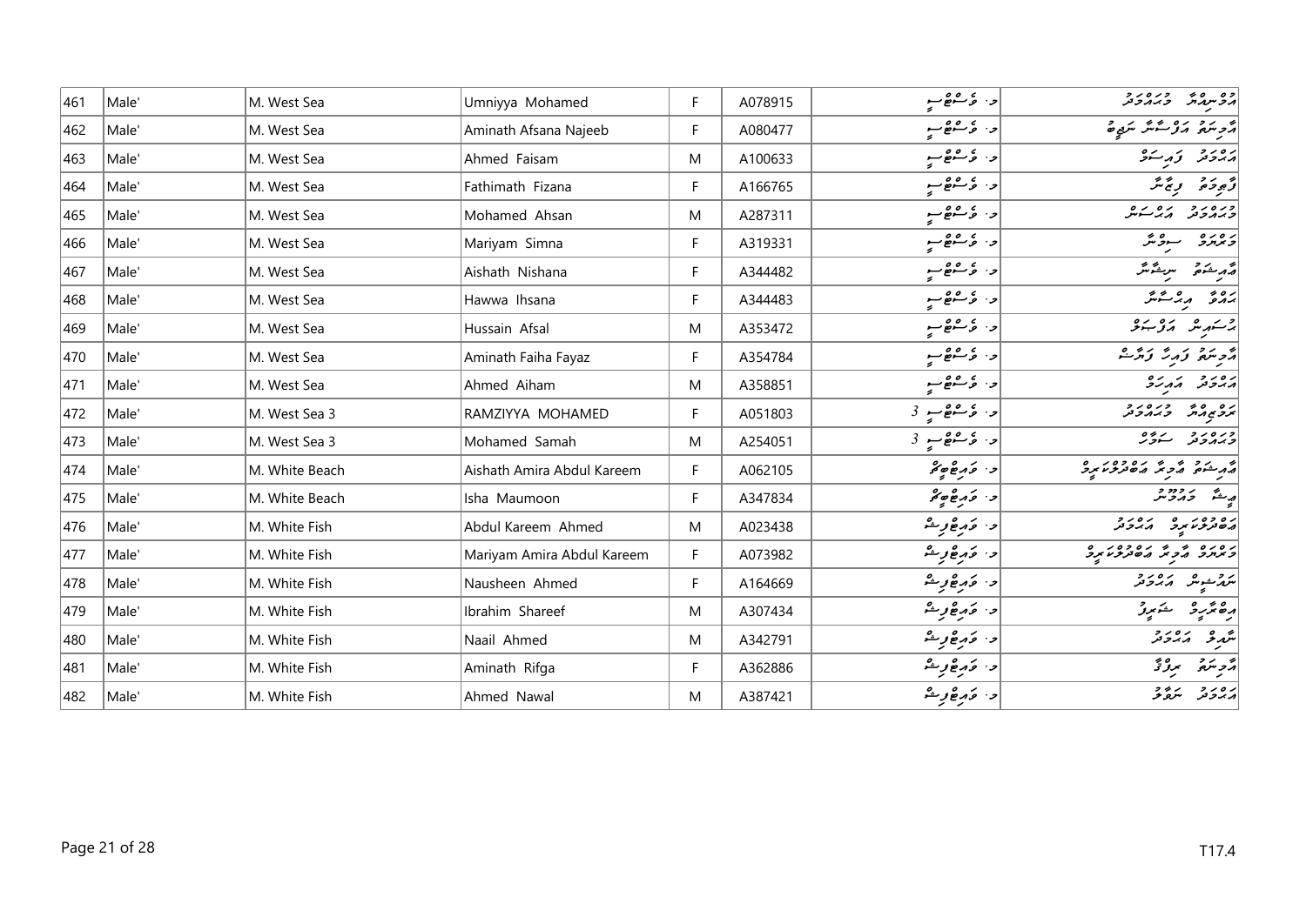| 461 | Male' | M. West Sea | Umniyya Mohamed | F | A078915 | މ. ވެސްޓްސީ | އުމްނިއްޔާ މުޙައްމަދު |
|---|---|---|---|---|---|---|---|
| 462 | Male' | M. West Sea | Aminath Afsana Najeeb | F | A080477 | މ. ވެސްޓްސީ | އާމިނަތު އަފްސާނާ ނަޖީބު |
| 463 | Male' | M. West Sea | Ahmed Faisam | M | A100633 | މ. ވެސްޓްސީ | އަޙްމަދު ފައިސަމް |
| 464 | Male' | M. West Sea | Fathimath Fizana | F | A166765 | މ. ވެސްޓްސީ | ފާތިމަތު ފިޒާނާ |
| 465 | Male' | M. West Sea | Mohamed Ahsan | M | A287311 | މ. ވެސްޓްސީ | މުޙައްމަދު އަޙްސަން |
| 466 | Male' | M. West Sea | Mariyam Simna | F | A319331 | މ. ވެސްޓްސީ | މަރިޔަމް ސިމްނާ |
| 467 | Male' | M. West Sea | Aishath Nishana | F | A344482 | މ. ވެސްޓްސީ | އާއިޝަތު ނިޝާނާ |
| 468 | Male' | M. West Sea | Hawwa Ihsana | F | A344483 | މ. ވެސްޓްސީ | ހައްވާ އިޙްސާނާ |
| 469 | Male' | M. West Sea | Hussain Afsal | M | A353472 | މ. ވެސްޓްސީ | ހުސައިން އަފްސަލް |
| 470 | Male' | M. West Sea | Aminath Faiha Fayaz | F | A354784 | މ. ވެސްޓްސީ | އާމިނަތު ފައިހާ ފައްޔާޒް |
| 471 | Male' | M. West Sea | Ahmed Aiham | M | A358851 | މ. ވެސްޓްސީ | އަޙްމަދު އައިހަމް |
| 472 | Male' | M. West Sea 3 | RAMZIYYA MOHAMED | F | A051803 | މ. ވެސްޓްސީ 3 | ރަމްޒިއްޔާ މުޙައްމަދު |
| 473 | Male' | M. West Sea 3 | Mohamed Samah | M | A254051 | މ. ވެސްޓްސީ 3 | މުޙައްމަދު ސަމާޙް |
| 474 | Male' | M. White Beach | Aishath Amira Abdul Kareem | F | A062105 | މ. ވައިޓްބީޗް | އާއިޝަތު އަމީރާ އަބްދުލްކަރީމް |
| 475 | Male' | M. White Beach | Isha Maumoon | F | A347834 | މ. ވައިޓްބީޗް | އީޝާ މައުމޫން |
| 476 | Male' | M. White Fish | Abdul Kareem Ahmed | M | A023438 | މ. ވައިޓްފިޝް | އަބްދުލްކަރީމް އަޙްމަދު |
| 477 | Male' | M. White Fish | Mariyam Amira Abdul Kareem | F | A073982 | މ. ވައިޓްފިޝް | މަރިޔަމް އަމީރާ އަބްދުލްކަރީމް |
| 478 | Male' | M. White Fish | Nausheen Ahmed | F | A164669 | މ. ވައިޓްފިޝް | ނައުޝީން އަޙްމަދު |
| 479 | Male' | M. White Fish | Ibrahim Shareef | M | A307434 | މ. ވައިޓްފިޝް | އިބްރާހީމް ޝަރީފް |
| 480 | Male' | M. White Fish | Naail Ahmed | M | A342791 | މ. ވައިޓްފިޝް | ނާއިލް އަޙްމަދު |
| 481 | Male' | M. White Fish | Aminath Rifga | F | A362886 | މ. ވައިޓްފިޝް | އާމިނަތު ރިފްގާ |
| 482 | Male' | M. White Fish | Ahmed Nawal | M | A387421 | މ. ވައިޓްފިޝް | އަޙްމަދު ނަވާލް |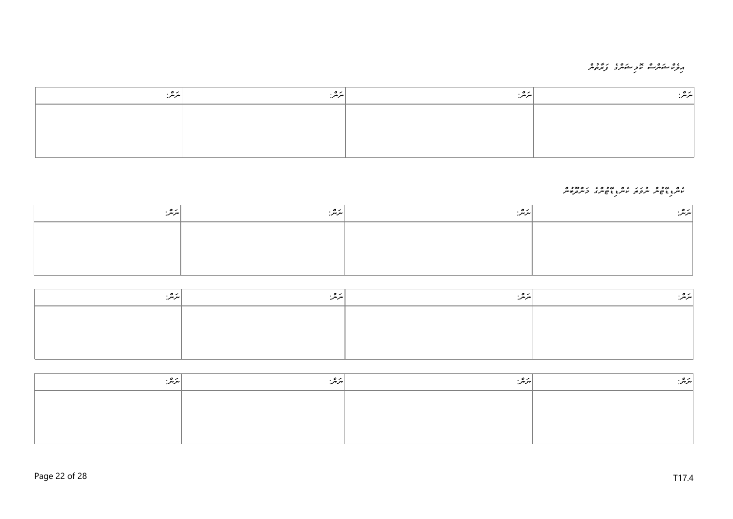# ދިވެހިރާއްޖޭގެ ގައުމީ ޖަދުވަލް

| ނަންބަރު: | ނަންބަރު: | ނަންބަރު: | ނަންބަރު: |
|---|---|---|---|
| | | | |

## ކުންފުނީގެ ހިއްސާ ވިއްކާ ކުންފުނި ސަރުކާރު

| ނަންބަރު: | ނަންބަރު: | ނަންބަރު: | ނަންބަރު: |
|---|---|---|---|
| | | | |

| ނަންބަރު: | ނަންބަރު: | ނަންބަރު: | ނަންބަރު: |
|---|---|---|---|
| | | | |

| ނަންބަރު: | ނަންބަރު: | ނަންބަރު: | ނަންބަރު: |
|---|---|---|---|
| | | | |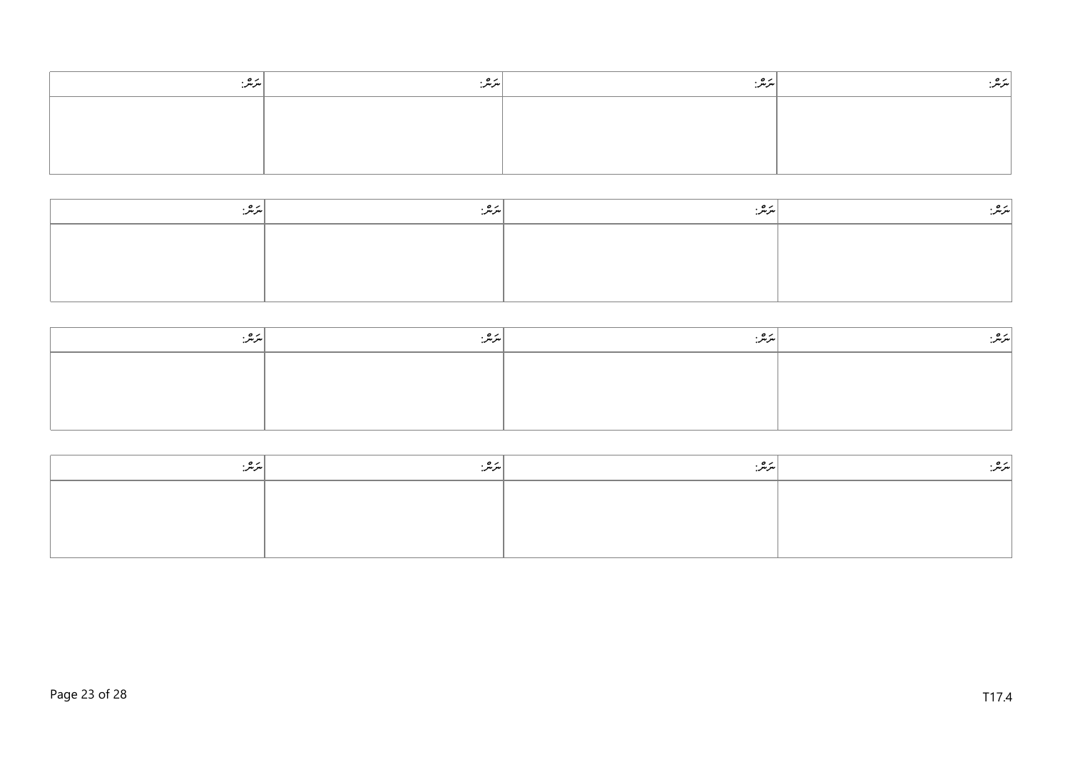| ނަރުދ: | ނަރުދ: | ނަރުދ: | ނަރުދ: |
| --- | --- | --- | --- |
| | | | |

| ނަރުދ: | ނަރުދ: | ނަރުދ: | ނަރުދ: |
| --- | --- | --- | --- |
| | | | |

| ނަރުދ: | ނަރުދ: | ނަރުދ: | ނަރުދ: |
| --- | --- | --- | --- |
| | | | |

| ނަރުދ: | ނަރުދ: | ނަރުދ: | ނަރުދ: |
| --- | --- | --- | --- |
| | | | |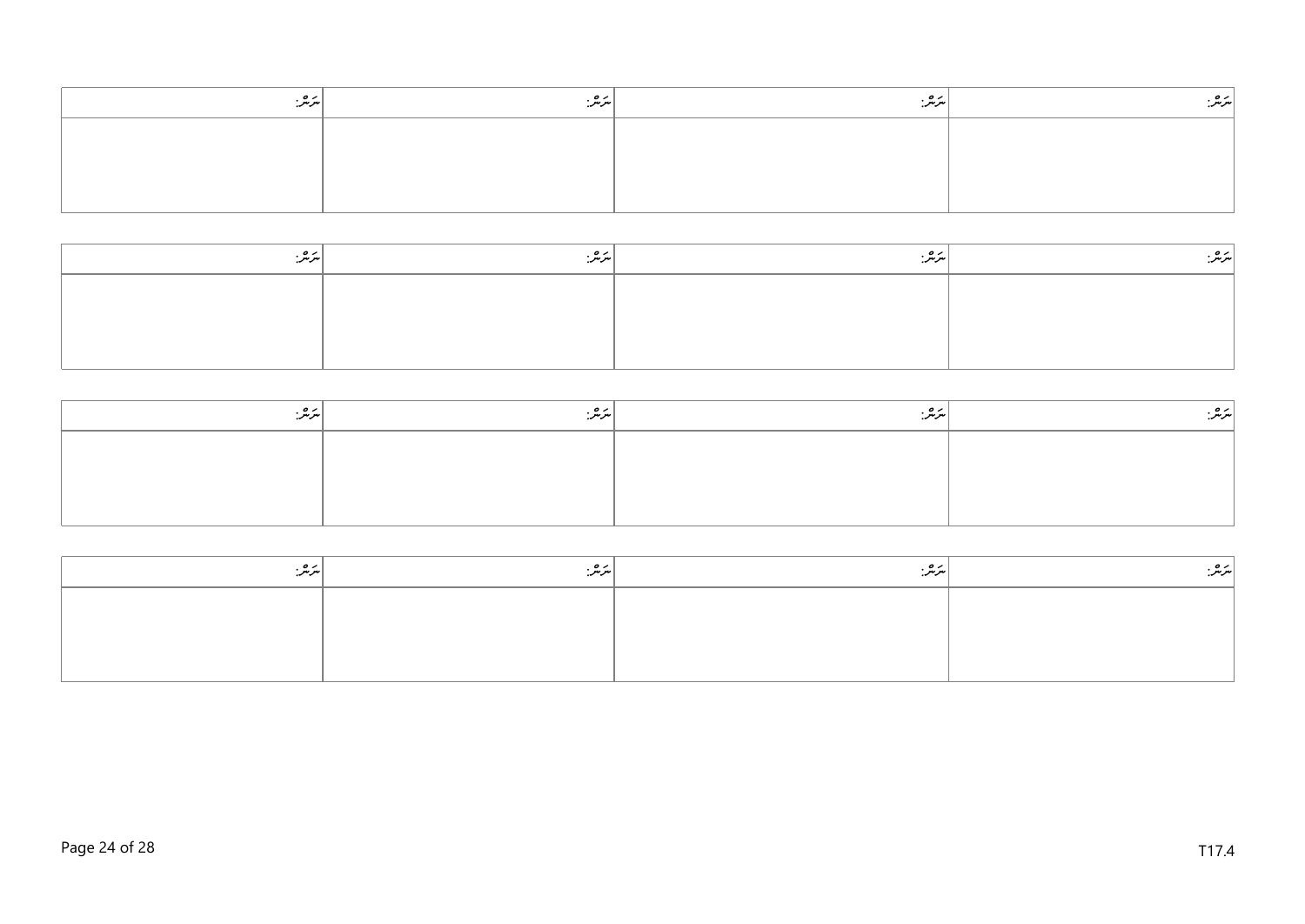| ނަރުދ: | ނަރުދ: | ނަރުދ: | ނަރުދ: |
| --- | --- | --- | --- |
| | | | |

| ނަރުދ: | ނަރުދ: | ނަރުދ: | ނަރުދ: |
| --- | --- | --- | --- |
| | | | |

| ނަރުދ: | ނަރުދ: | ނަރުދ: | ނަރުދ: |
| --- | --- | --- | --- |
| | | | |

| ނަރުދ: | ނަރުދ: | ނަރުދ: | ނަރުދ: |
| --- | --- | --- | --- |
| | | | |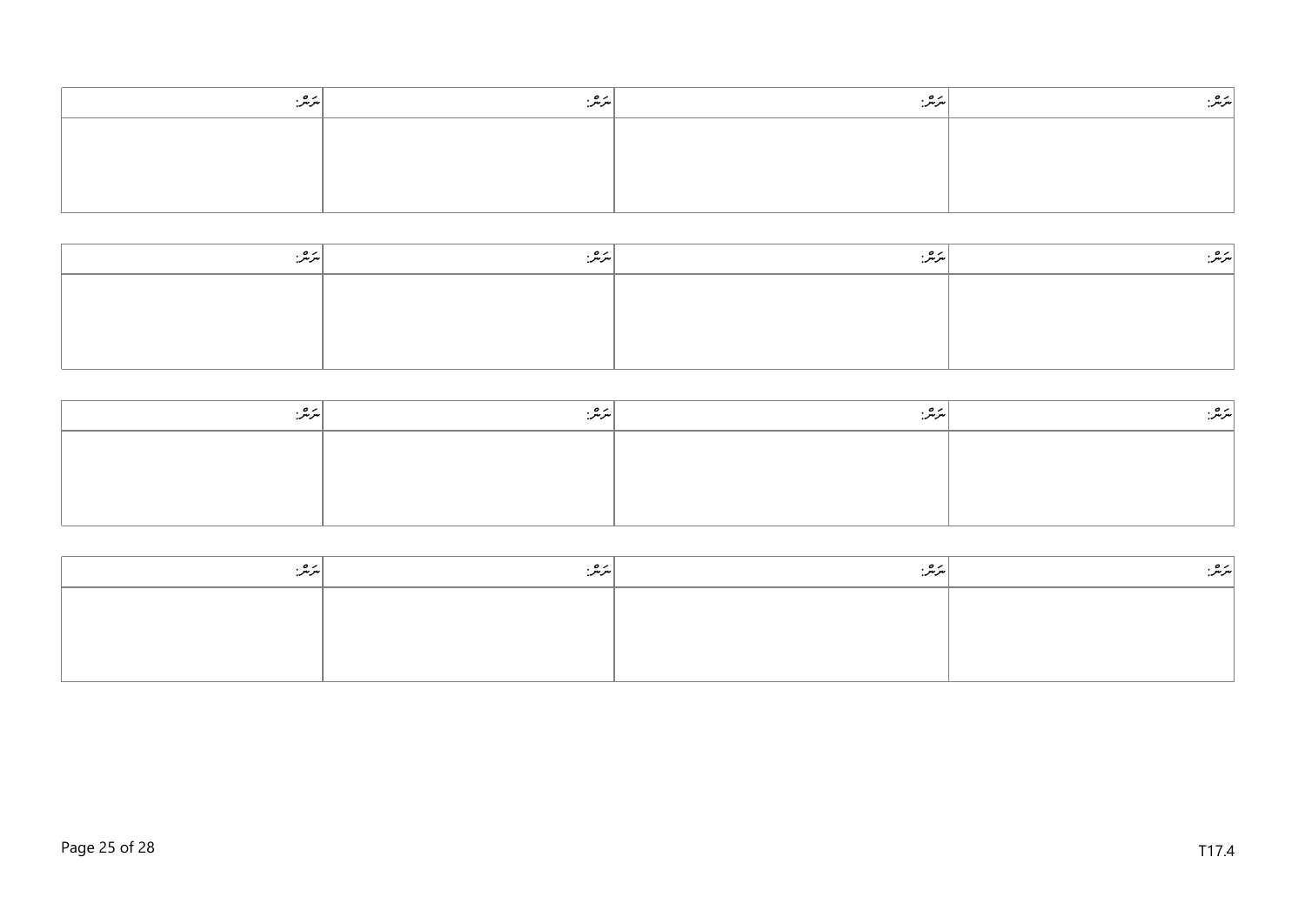| ނަރުނ: | ނަރުނ: | ނަރުނ: | ނަރުނ: |
| --- | --- | --- | --- |
| | | | |

| ނަރުނ: | ނަރުނ: | ނަރުނ: | ނަރުނ: |
| --- | --- | --- | --- |
| | | | |

| ނަރުނ: | ނަރުނ: | ނަރުނ: | ނަރުނ: |
| --- | --- | --- | --- |
| | | | |

| ނަރުނ: | ނަރުނ: | ނަރުނ: | ނަރުނ: |
| --- | --- | --- | --- |
| | | | |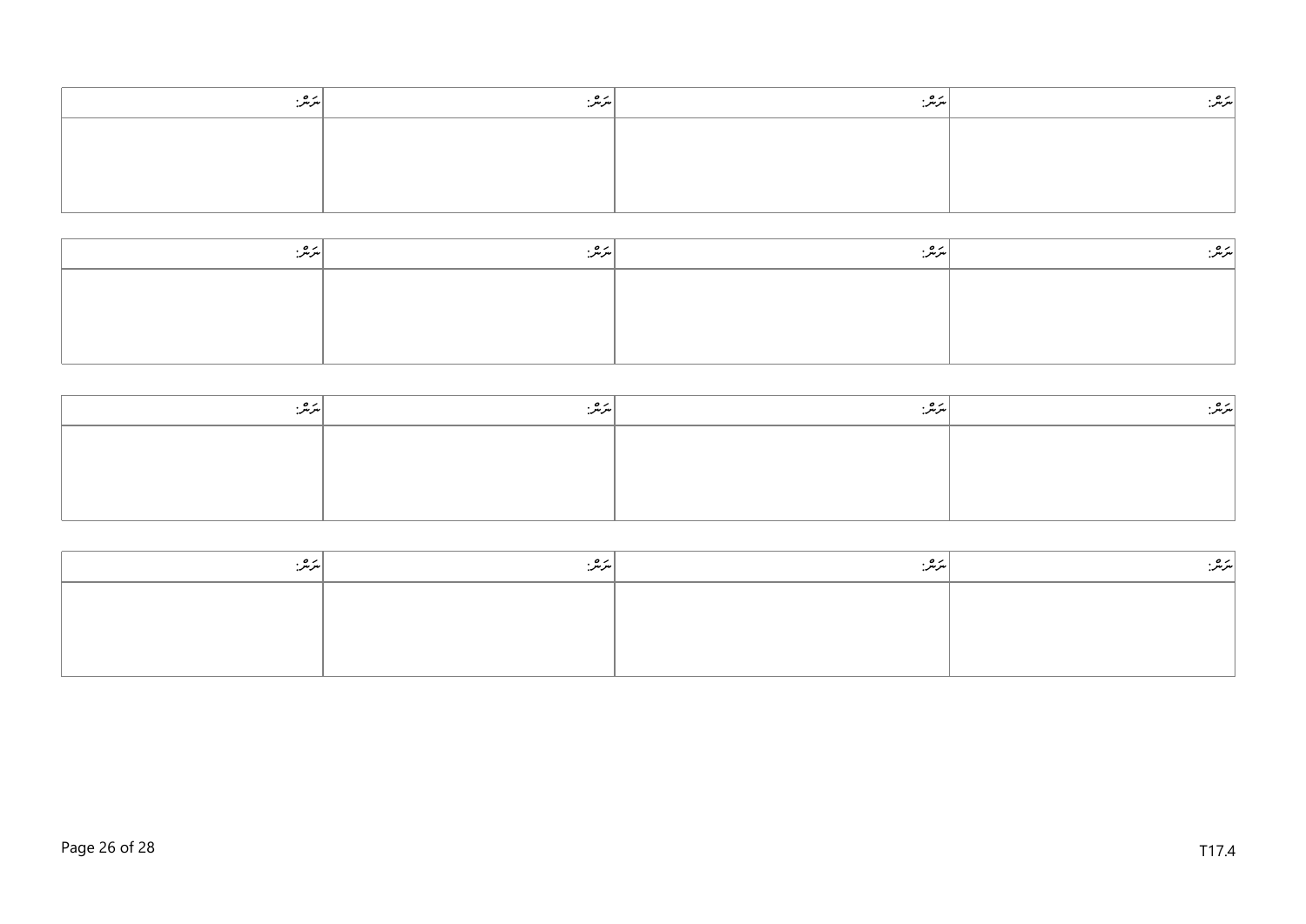| ނަރުދ: | ނަރުދ: | ނަރުދ: | ނަރުދ: |
| --- | --- | --- | --- |
| | | | |

| ނަރުދ: | ނަރުދ: | ނަރުދ: | ނަރުދ: |
| --- | --- | --- | --- |
| | | | |

| ނަރުދ: | ނަރުދ: | ނަރުދ: | ނަރުދ: |
| --- | --- | --- | --- |
| | | | |

| ނަރުދ: | ނަރުދ: | ނަރުދ: | ނަރުދ: |
| --- | --- | --- | --- |
| | | | |

T17.4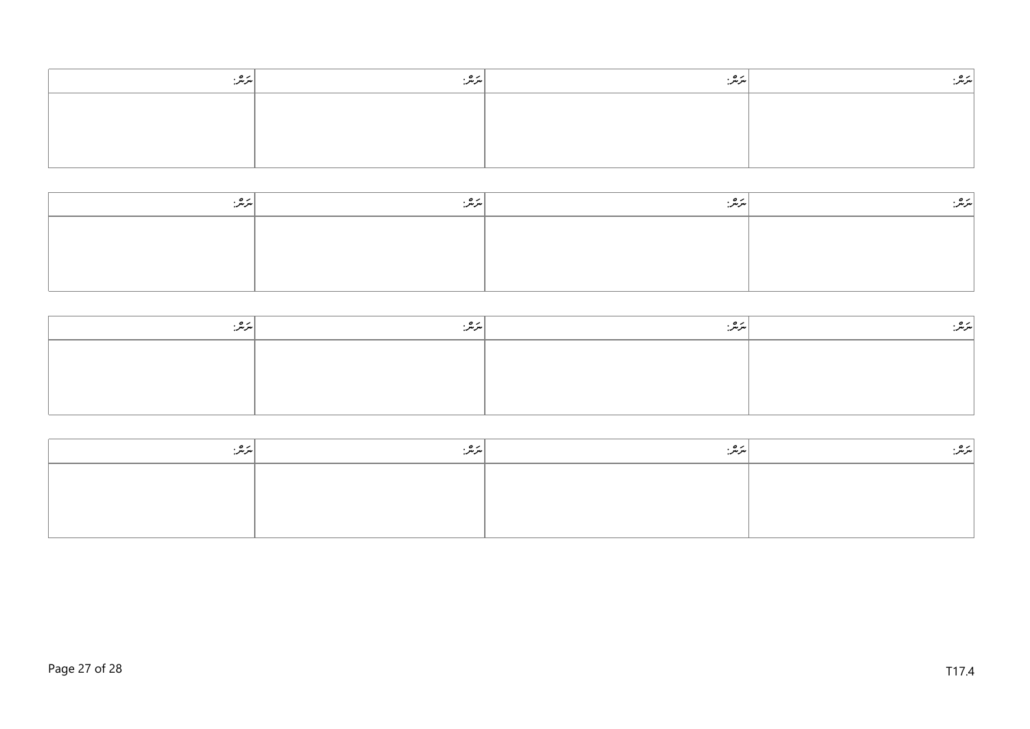| ނަރަ: | ނަރަ: | ނަރަ: | ނަރަ: |
| --- | --- | --- | --- |
| | | | |

| ނަރަ: | ނަރަ: | ނަރަ: | ނަރަ: |
| --- | --- | --- | --- |
| | | | |

| ނަރަ: | ނަރަ: | ނަރަ: | ނަރަ: |
| --- | --- | --- | --- |
| | | | |

| ނަރަ: | ނަރަ: | ނަރަ: | ނަރަ: |
| --- | --- | --- | --- |
| | | | |

T17.4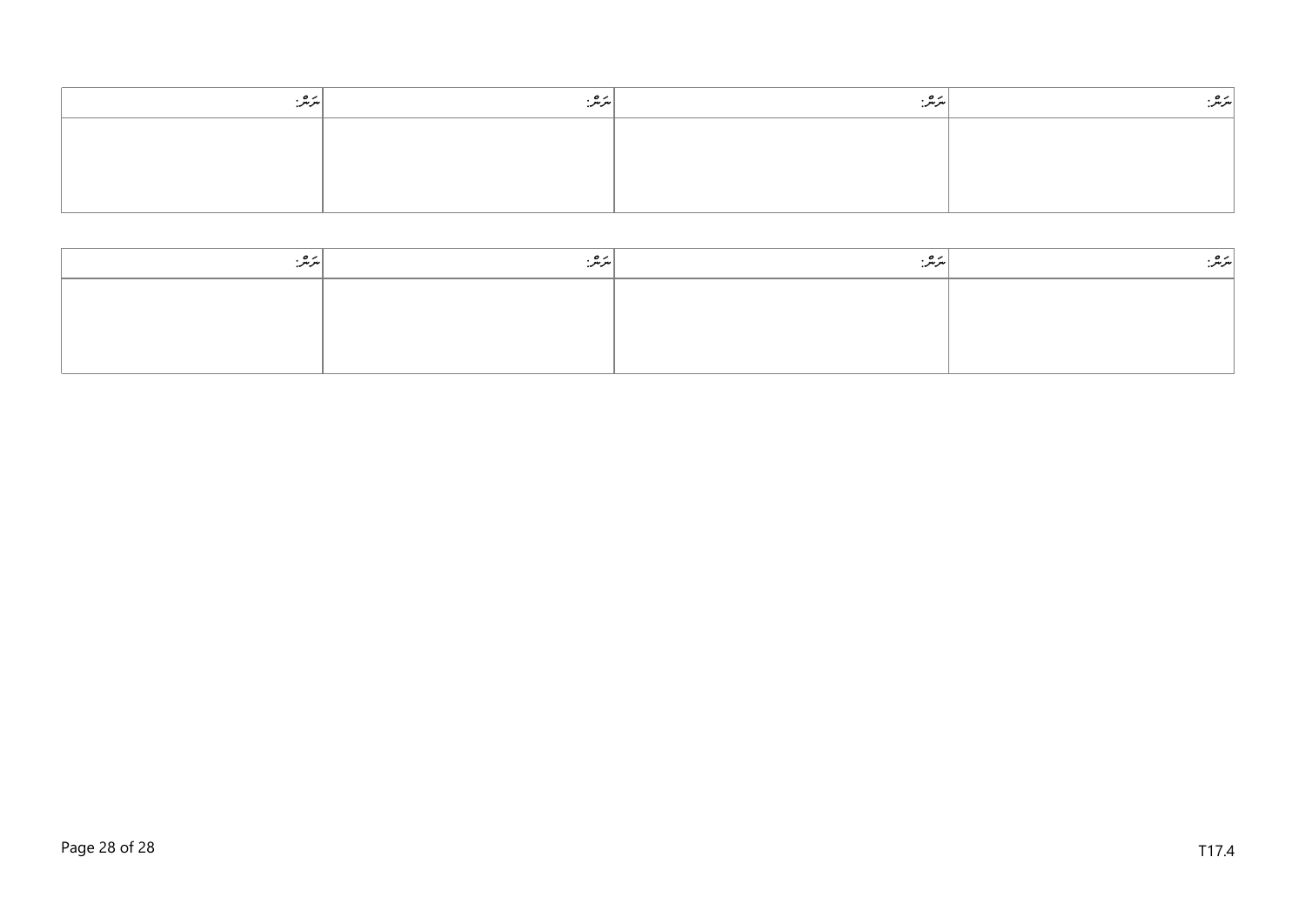| ތަރަހު: | ތަރަހު: | ތަރަހު: | ތަރަހު: |
| --- | --- | --- | --- |
| | | | |

| ތަރަހު: | ތަރަހު: | ތަރަހު: | ތަރަހު: |
| --- | --- | --- | --- |
| | | | |